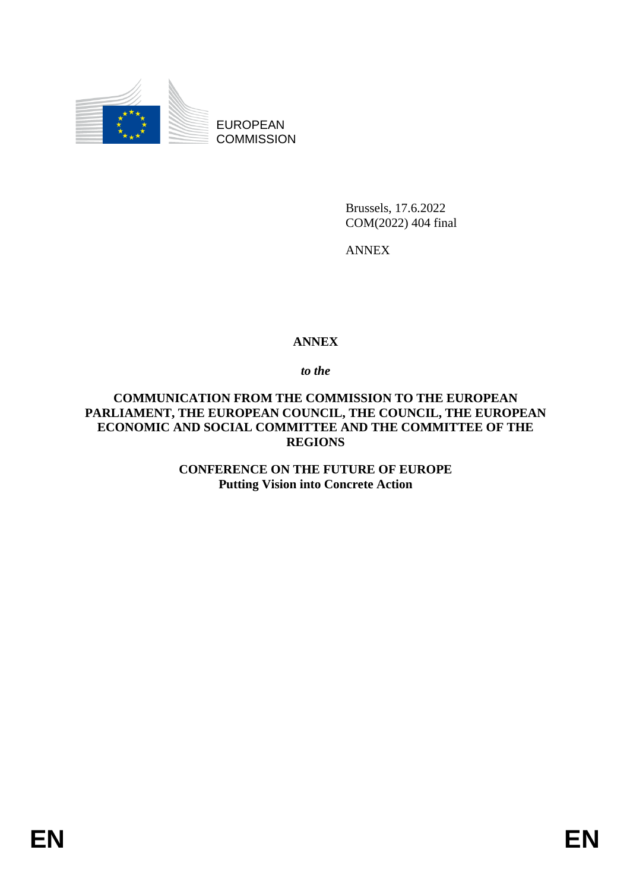EUROPEAN COMMISSION

Brussels, 17.6.2022
COM(2022) 404 final

ANNEX

# ANNEX

***to the***

**COMMUNICATION FROM THE COMMISSION TO THE EUROPEAN PARLIAMENT, THE EUROPEAN COUNCIL, THE COUNCIL, THE EUROPEAN ECONOMIC AND SOCIAL COMMITTEE AND THE COMMITTEE OF THE REGIONS**

**CONFERENCE ON THE FUTURE OF EUROPE**
**Putting Vision into Concrete Action**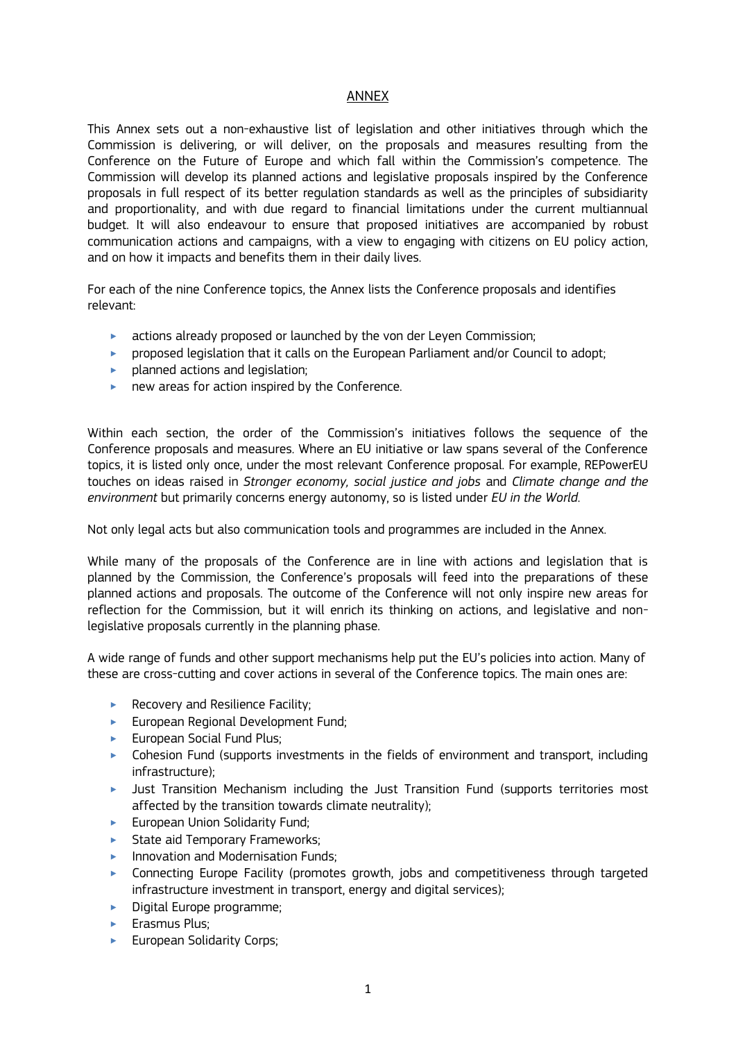## ANNEX

This Annex sets out a non-exhaustive list of legislation and other initiatives through which the Commission is delivering, or will deliver, on the proposals and measures resulting from the Conference on the Future of Europe and which fall within the Commission's competence. The Commission will develop its planned actions and legislative proposals inspired by the Conference proposals in full respect of its better regulation standards as well as the principles of subsidiarity and proportionality, and with due regard to financial limitations under the current multiannual budget. It will also endeavour to ensure that proposed initiatives are accompanied by robust communication actions and campaigns, with a view to engaging with citizens on EU policy action, and on how it impacts and benefits them in their daily lives.

For each of the nine Conference topics, the Annex lists the Conference proposals and identifies relevant:

- actions already proposed or launched by the von der Leyen Commission;
- proposed legislation that it calls on the European Parliament and/or Council to adopt;
- planned actions and legislation;
- new areas for action inspired by the Conference.

Within each section, the order of the Commission's initiatives follows the sequence of the Conference proposals and measures. Where an EU initiative or law spans several of the Conference topics, it is listed only once, under the most relevant Conference proposal. For example, REPowerEU touches on ideas raised in *Stronger economy, social justice and jobs* and *Climate change and the environment* but primarily concerns energy autonomy, so is listed under *EU in the World.*

Not only legal acts but also communication tools and programmes are included in the Annex.

While many of the proposals of the Conference are in line with actions and legislation that is planned by the Commission, the Conference's proposals will feed into the preparations of these planned actions and proposals. The outcome of the Conference will not only inspire new areas for reflection for the Commission, but it will enrich its thinking on actions, and legislative and non-legislative proposals currently in the planning phase.

A wide range of funds and other support mechanisms help put the EU's policies into action. Many of these are cross-cutting and cover actions in several of the Conference topics. The main ones are:

- Recovery and Resilience Facility;
- European Regional Development Fund;
- European Social Fund Plus;
- Cohesion Fund (supports investments in the fields of environment and transport, including infrastructure);
- Just Transition Mechanism including the Just Transition Fund (supports territories most affected by the transition towards climate neutrality);
- European Union Solidarity Fund;
- State aid Temporary Frameworks;
- Innovation and Modernisation Funds;
- Connecting Europe Facility (promotes growth, jobs and competitiveness through targeted infrastructure investment in transport, energy and digital services);
- Digital Europe programme;
- Erasmus Plus;
- European Solidarity Corps;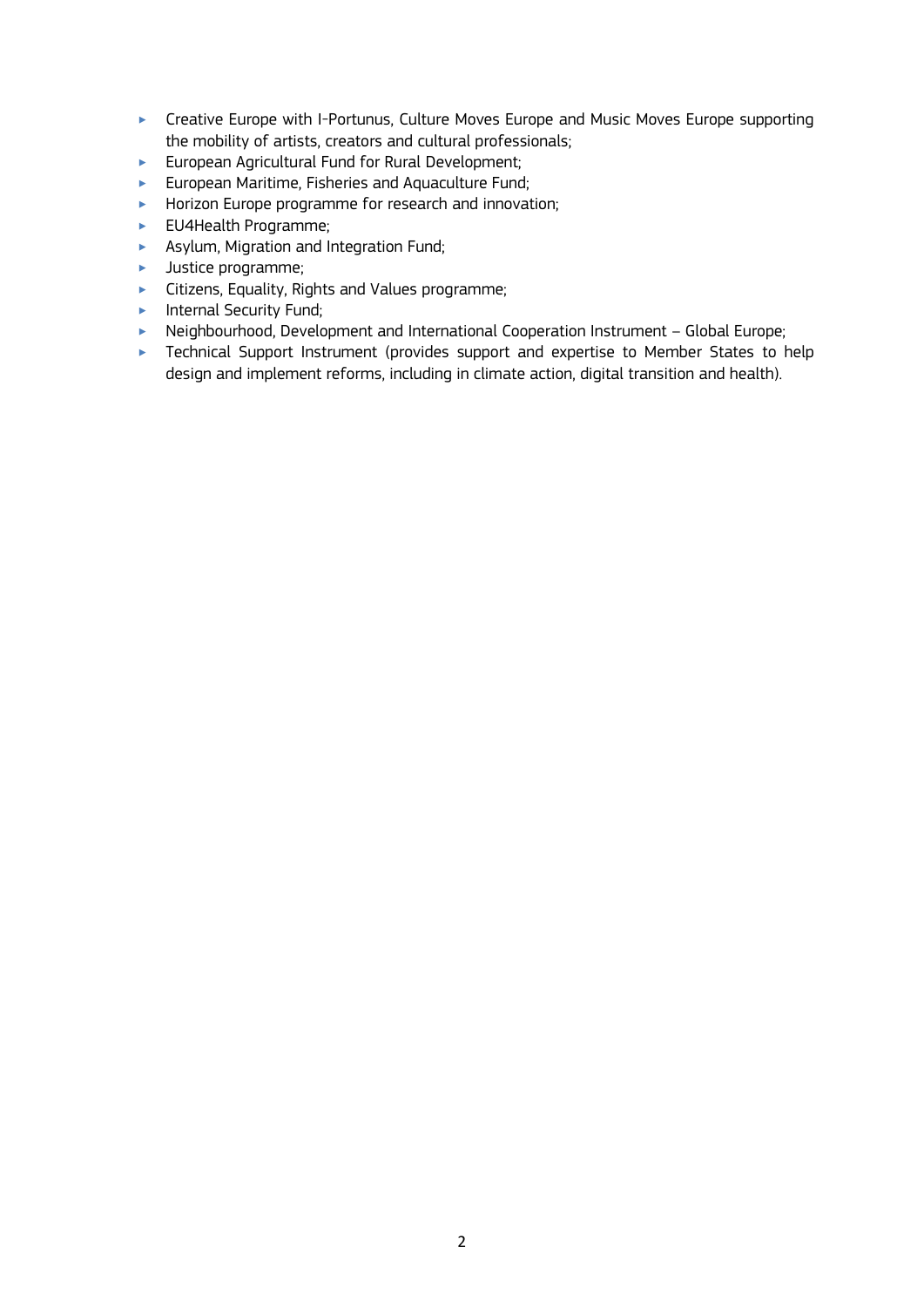- Creative Europe with I-Portunus, Culture Moves Europe and Music Moves Europe supporting the mobility of artists, creators and cultural professionals;
- European Agricultural Fund for Rural Development;
- European Maritime, Fisheries and Aquaculture Fund;
- Horizon Europe programme for research and innovation;
- EU4Health Programme;
- Asylum, Migration and Integration Fund;
- Justice programme;
- Citizens, Equality, Rights and Values programme;
- Internal Security Fund;
- Neighbourhood, Development and International Cooperation Instrument – Global Europe;
- Technical Support Instrument (provides support and expertise to Member States to help design and implement reforms, including in climate action, digital transition and health).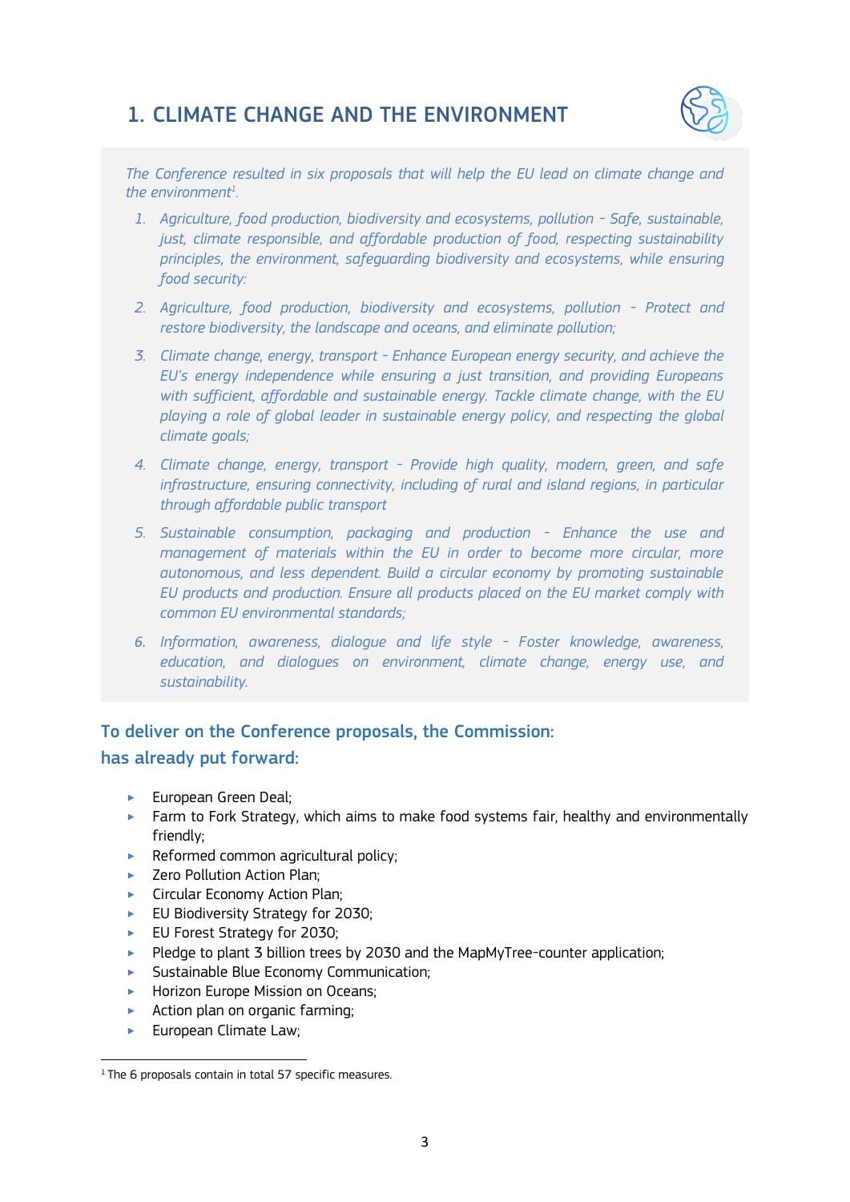# 1. CLIMATE CHANGE AND THE ENVIRONMENT

*The Conference resulted in six proposals that will help the EU lead on climate change and the environment*[1].

1. *Agriculture, food production, biodiversity and ecosystems, pollution - Safe, sustainable, just, climate responsible, and affordable production of food, respecting sustainability principles, the environment, safeguarding biodiversity and ecosystems, while ensuring food security:*
2. *Agriculture, food production, biodiversity and ecosystems, pollution - Protect and restore biodiversity, the landscape and oceans, and eliminate pollution;*
3. *Climate change, energy, transport - Enhance European energy security, and achieve the EU's energy independence while ensuring a just transition, and providing Europeans with sufficient, affordable and sustainable energy. Tackle climate change, with the EU playing a role of global leader in sustainable energy policy, and respecting the global climate goals;*
4. *Climate change, energy, transport - Provide high quality, modern, green, and safe infrastructure, ensuring connectivity, including of rural and island regions, in particular through affordable public transport*
5. *Sustainable consumption, packaging and production - Enhance the use and management of materials within the EU in order to become more circular, more autonomous, and less dependent. Build a circular economy by promoting sustainable EU products and production. Ensure all products placed on the EU market comply with common EU environmental standards;*
6. *Information, awareness, dialogue and life style - Foster knowledge, awareness, education, and dialogues on environment, climate change, energy use, and sustainability.*

## To deliver on the Conference proposals, the Commission:

## has already put forward:

- European Green Deal;
- Farm to Fork Strategy, which aims to make food systems fair, healthy and environmentally friendly;
- Reformed common agricultural policy;
- Zero Pollution Action Plan;
- Circular Economy Action Plan;
- EU Biodiversity Strategy for 2030;
- EU Forest Strategy for 2030;
- Pledge to plant 3 billion trees by 2030 and the MapMyTree-counter application;
- Sustainable Blue Economy Communication;
- Horizon Europe Mission on Oceans;
- Action plan on organic farming;
- European Climate Law;

[1] The 6 proposals contain in total 57 specific measures.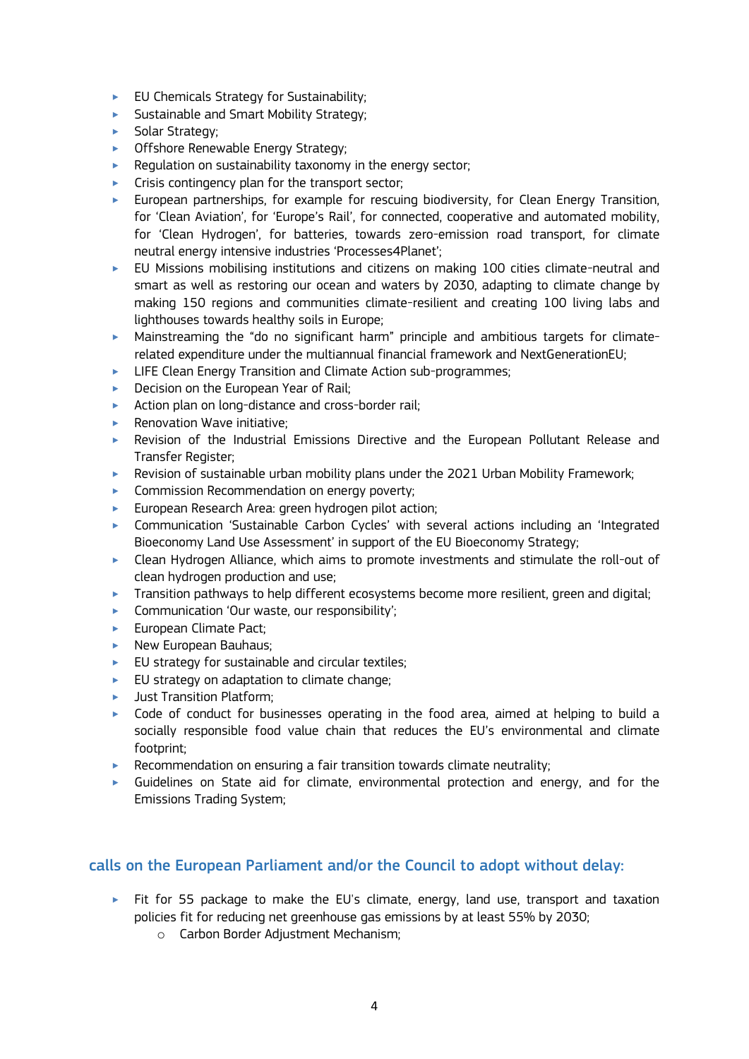- EU Chemicals Strategy for Sustainability;
- Sustainable and Smart Mobility Strategy;
- Solar Strategy;
- Offshore Renewable Energy Strategy;
- Regulation on sustainability taxonomy in the energy sector;
- Crisis contingency plan for the transport sector;
- European partnerships, for example for rescuing biodiversity, for Clean Energy Transition, for 'Clean Aviation', for 'Europe's Rail', for connected, cooperative and automated mobility, for 'Clean Hydrogen', for batteries, towards zero-emission road transport, for climate neutral energy intensive industries 'Processes4Planet';
- EU Missions mobilising institutions and citizens on making 100 cities climate-neutral and smart as well as restoring our ocean and waters by 2030, adapting to climate change by making 150 regions and communities climate-resilient and creating 100 living labs and lighthouses towards healthy soils in Europe;
- Mainstreaming the "do no significant harm" principle and ambitious targets for climate-related expenditure under the multiannual financial framework and NextGenerationEU;
- LIFE Clean Energy Transition and Climate Action sub-programmes;
- Decision on the European Year of Rail;
- Action plan on long-distance and cross-border rail;
- Renovation Wave initiative;
- Revision of the Industrial Emissions Directive and the European Pollutant Release and Transfer Register;
- Revision of sustainable urban mobility plans under the 2021 Urban Mobility Framework;
- Commission Recommendation on energy poverty;
- European Research Area: green hydrogen pilot action;
- Communication 'Sustainable Carbon Cycles' with several actions including an 'Integrated Bioeconomy Land Use Assessment' in support of the EU Bioeconomy Strategy;
- Clean Hydrogen Alliance, which aims to promote investments and stimulate the roll-out of clean hydrogen production and use;
- Transition pathways to help different ecosystems become more resilient, green and digital;
- Communication 'Our waste, our responsibility';
- European Climate Pact;
- New European Bauhaus;
- EU strategy for sustainable and circular textiles;
- EU strategy on adaptation to climate change;
- Just Transition Platform;
- Code of conduct for businesses operating in the food area, aimed at helping to build a socially responsible food value chain that reduces the EU's environmental and climate footprint;
- Recommendation on ensuring a fair transition towards climate neutrality;
- Guidelines on State aid for climate, environmental protection and energy, and for the Emissions Trading System;

## calls on the European Parliament and/or the Council to adopt without delay:

- Fit for 55 package to make the EU's climate, energy, land use, transport and taxation policies fit for reducing net greenhouse gas emissions by at least 55% by 2030;
    - Carbon Border Adjustment Mechanism;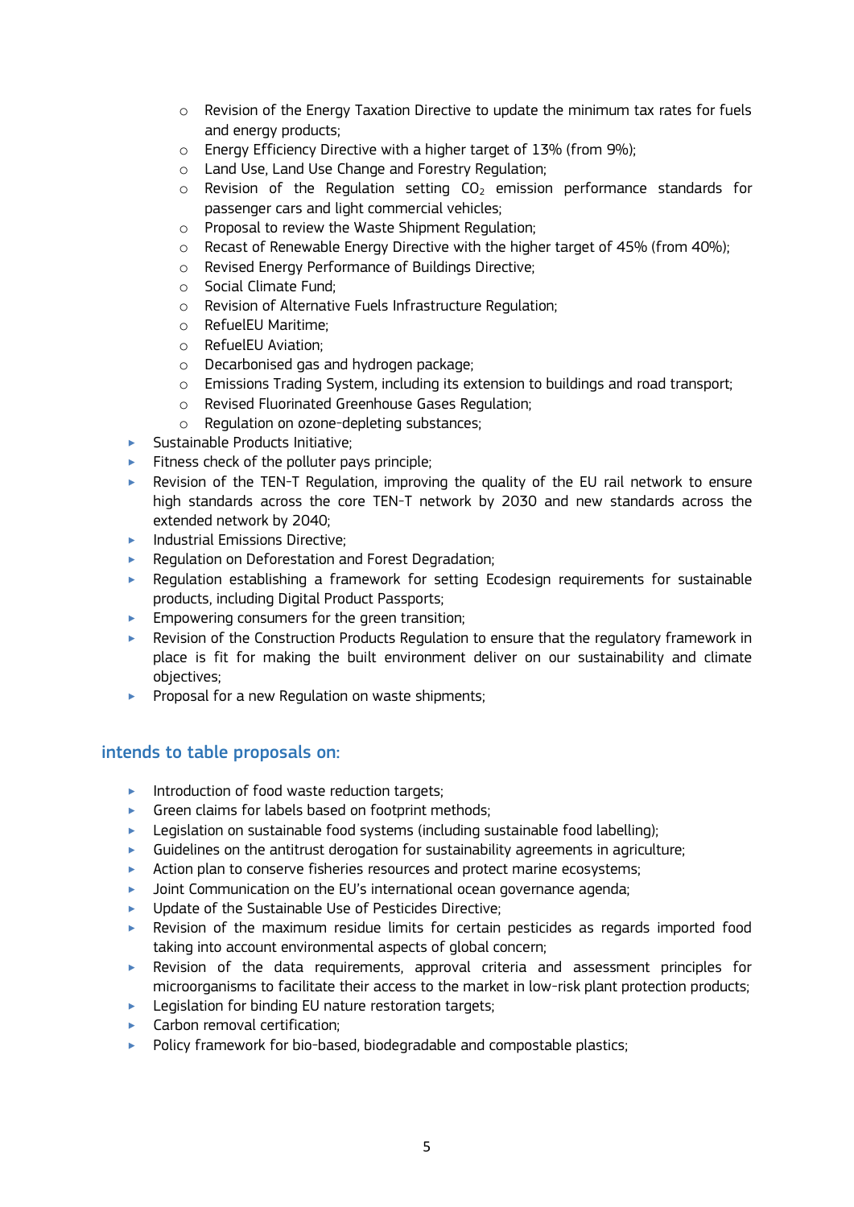- Revision of the Energy Taxation Directive to update the minimum tax rates for fuels and energy products;
  - Energy Efficiency Directive with a higher target of 13% (from 9%);
  - Land Use, Land Use Change and Forestry Regulation;
  - Revision of the Regulation setting $CO_2$ emission performance standards for passenger cars and light commercial vehicles;
  - Proposal to review the Waste Shipment Regulation;
  - Recast of Renewable Energy Directive with the higher target of 45% (from 40%);
  - Revised Energy Performance of Buildings Directive;
  - Social Climate Fund;
  - Revision of Alternative Fuels Infrastructure Regulation;
  - RefuelEU Maritime;
  - RefuelEU Aviation;
  - Decarbonised gas and hydrogen package;
  - Emissions Trading System, including its extension to buildings and road transport;
  - Revised Fluorinated Greenhouse Gases Regulation;
  - Regulation on ozone-depleting substances;
- Sustainable Products Initiative;
- Fitness check of the polluter pays principle;
- Revision of the TEN-T Regulation, improving the quality of the EU rail network to ensure high standards across the core TEN-T network by 2030 and new standards across the extended network by 2040;
- Industrial Emissions Directive;
- Regulation on Deforestation and Forest Degradation;
- Regulation establishing a framework for setting Ecodesign requirements for sustainable products, including Digital Product Passports;
- Empowering consumers for the green transition;
- Revision of the Construction Products Regulation to ensure that the regulatory framework in place is fit for making the built environment deliver on our sustainability and climate objectives;
- Proposal for a new Regulation on waste shipments;

## intends to table proposals on:

- Introduction of food waste reduction targets;
- Green claims for labels based on footprint methods;
- Legislation on sustainable food systems (including sustainable food labelling);
- Guidelines on the antitrust derogation for sustainability agreements in agriculture;
- Action plan to conserve fisheries resources and protect marine ecosystems;
- Joint Communication on the EU's international ocean governance agenda;
- Update of the Sustainable Use of Pesticides Directive;
- Revision of the maximum residue limits for certain pesticides as regards imported food taking into account environmental aspects of global concern;
- Revision of the data requirements, approval criteria and assessment principles for microorganisms to facilitate their access to the market in low-risk plant protection products;
- Legislation for binding EU nature restoration targets;
- Carbon removal certification;
- Policy framework for bio-based, biodegradable and compostable plastics;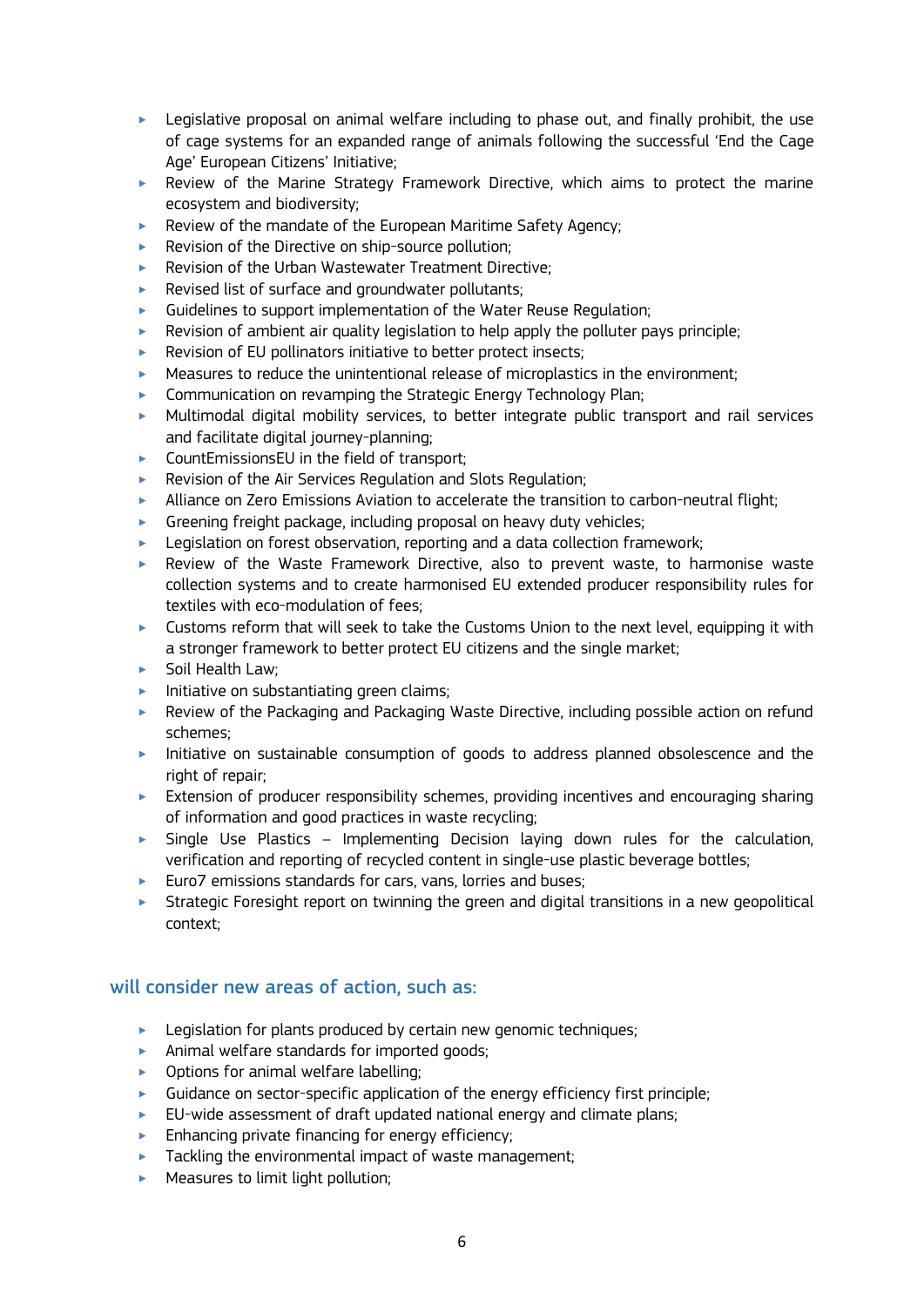- Legislative proposal on animal welfare including to phase out, and finally prohibit, the use of cage systems for an expanded range of animals following the successful 'End the Cage Age' European Citizens' Initiative;
- Review of the Marine Strategy Framework Directive, which aims to protect the marine ecosystem and biodiversity;
- Review of the mandate of the European Maritime Safety Agency;
- Revision of the Directive on ship-source pollution;
- Revision of the Urban Wastewater Treatment Directive;
- Revised list of surface and groundwater pollutants;
- Guidelines to support implementation of the Water Reuse Regulation;
- Revision of ambient air quality legislation to help apply the polluter pays principle;
- Revision of EU pollinators initiative to better protect insects;
- Measures to reduce the unintentional release of microplastics in the environment;
- Communication on revamping the Strategic Energy Technology Plan;
- Multimodal digital mobility services, to better integrate public transport and rail services and facilitate digital journey-planning;
- CountEmissionsEU in the field of transport;
- Revision of the Air Services Regulation and Slots Regulation;
- Alliance on Zero Emissions Aviation to accelerate the transition to carbon-neutral flight;
- Greening freight package, including proposal on heavy duty vehicles;
- Legislation on forest observation, reporting and a data collection framework;
- Review of the Waste Framework Directive, also to prevent waste, to harmonise waste collection systems and to create harmonised EU extended producer responsibility rules for textiles with eco-modulation of fees;
- Customs reform that will seek to take the Customs Union to the next level, equipping it with a stronger framework to better protect EU citizens and the single market;
- Soil Health Law;
- Initiative on substantiating green claims;
- Review of the Packaging and Packaging Waste Directive, including possible action on refund schemes;
- Initiative on sustainable consumption of goods to address planned obsolescence and the right of repair;
- Extension of producer responsibility schemes, providing incentives and encouraging sharing of information and good practices in waste recycling;
- Single Use Plastics – Implementing Decision laying down rules for the calculation, verification and reporting of recycled content in single-use plastic beverage bottles;
- Euro7 emissions standards for cars, vans, lorries and buses;
- Strategic Foresight report on twinning the green and digital transitions in a new geopolitical context;

## will consider new areas of action, such as:

- Legislation for plants produced by certain new genomic techniques;
- Animal welfare standards for imported goods;
- Options for animal welfare labelling;
- Guidance on sector-specific application of the energy efficiency first principle;
- EU-wide assessment of draft updated national energy and climate plans;
- Enhancing private financing for energy efficiency;
- Tackling the environmental impact of waste management;
- Measures to limit light pollution;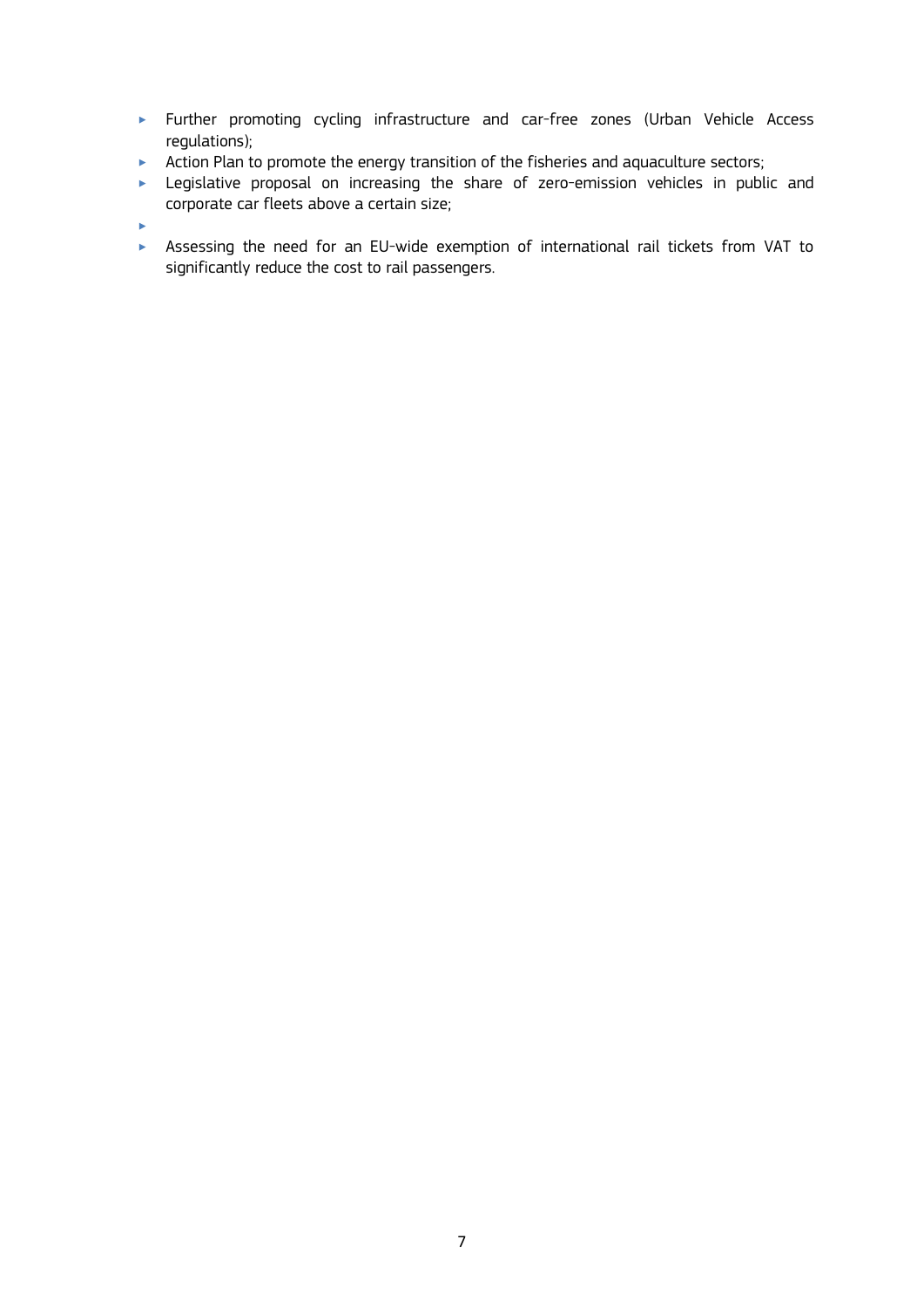- Further promoting cycling infrastructure and car-free zones (Urban Vehicle Access regulations);
- Action Plan to promote the energy transition of the fisheries and aquaculture sectors;
- Legislative proposal on increasing the share of zero-emission vehicles in public and corporate car fleets above a certain size;
- 
- Assessing the need for an EU-wide exemption of international rail tickets from VAT to significantly reduce the cost to rail passengers.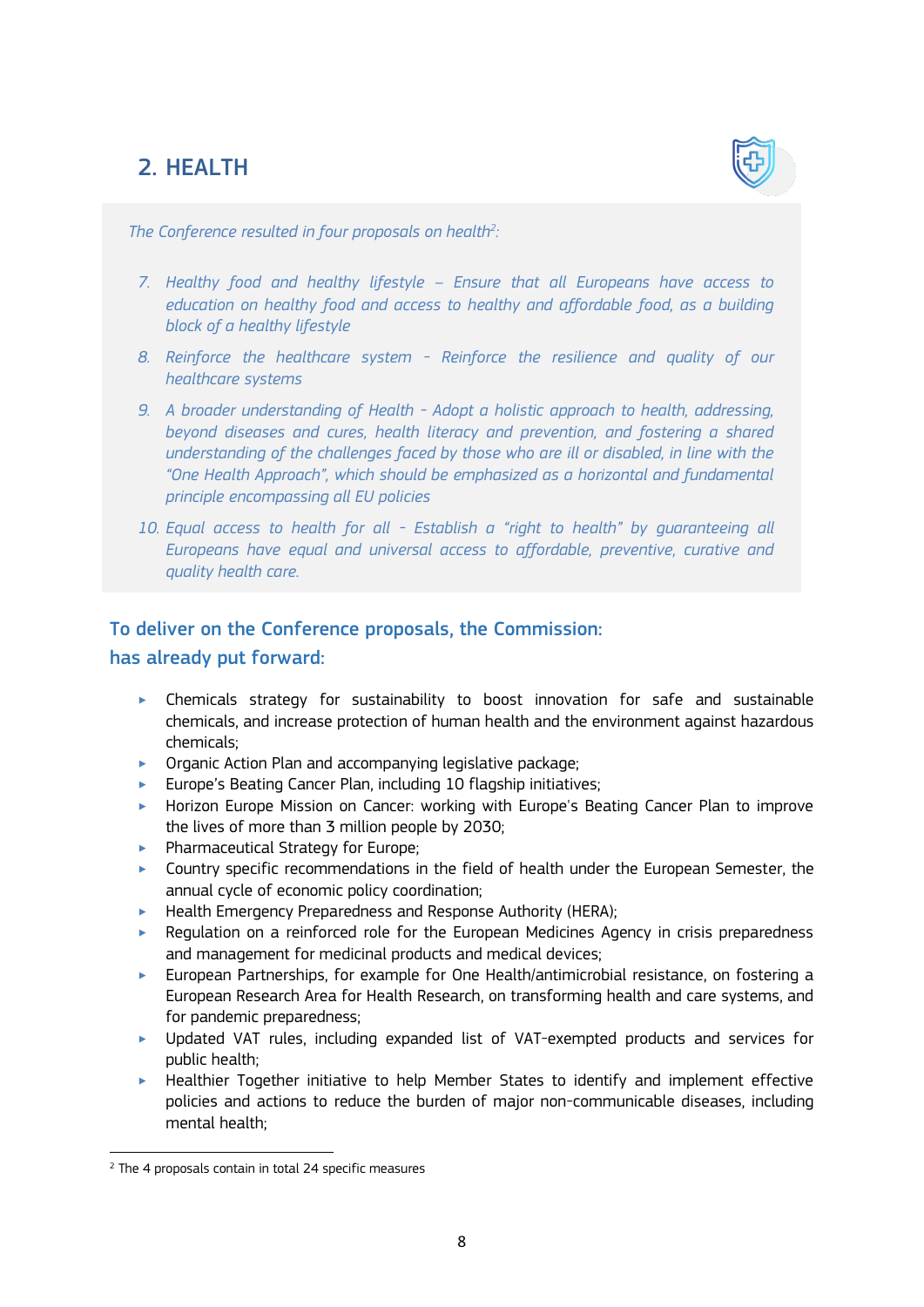## 2. HEALTH

*The Conference resulted in four proposals on health[2]:*

7. *Healthy food and healthy lifestyle – Ensure that all Europeans have access to education on healthy food and access to healthy and affordable food, as a building block of a healthy lifestyle*
8. *Reinforce the healthcare system - Reinforce the resilience and quality of our healthcare systems*
9. *A broader understanding of Health - Adopt a holistic approach to health, addressing, beyond diseases and cures, health literacy and prevention, and fostering a shared understanding of the challenges faced by those who are ill or disabled, in line with the "One Health Approach", which should be emphasized as a horizontal and fundamental principle encompassing all EU policies*
10. *Equal access to health for all - Establish a "right to health" by guaranteeing all Europeans have equal and universal access to affordable, preventive, curative and quality health care.*

### To deliver on the Conference proposals, the Commission:

### has already put forward:

- Chemicals strategy for sustainability to boost innovation for safe and sustainable chemicals, and increase protection of human health and the environment against hazardous chemicals;
- Organic Action Plan and accompanying legislative package;
- Europe's Beating Cancer Plan, including 10 flagship initiatives;
- Horizon Europe Mission on Cancer: working with Europe's Beating Cancer Plan to improve the lives of more than 3 million people by 2030;
- Pharmaceutical Strategy for Europe;
- Country specific recommendations in the field of health under the European Semester, the annual cycle of economic policy coordination;
- Health Emergency Preparedness and Response Authority (HERA);
- Regulation on a reinforced role for the European Medicines Agency in crisis preparedness and management for medicinal products and medical devices;
- European Partnerships, for example for One Health/antimicrobial resistance, on fostering a European Research Area for Health Research, on transforming health and care systems, and for pandemic preparedness;
- Updated VAT rules, including expanded list of VAT-exempted products and services for public health;
- Healthier Together initiative to help Member States to identify and implement effective policies and actions to reduce the burden of major non-communicable diseases, including mental health;

[2] The 4 proposals contain in total 24 specific measures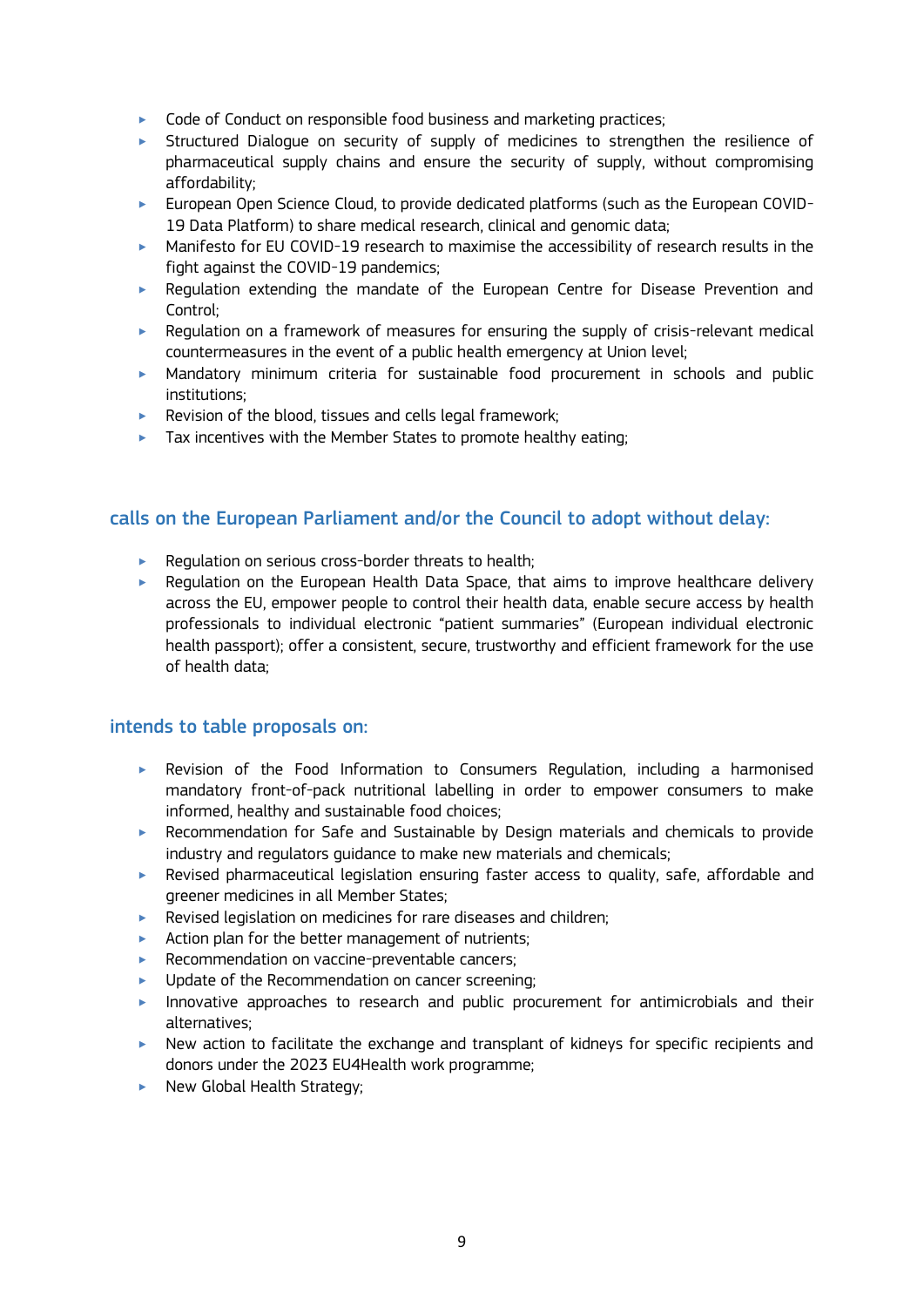- Code of Conduct on responsible food business and marketing practices;
- Structured Dialogue on security of supply of medicines to strengthen the resilience of pharmaceutical supply chains and ensure the security of supply, without compromising affordability;
- European Open Science Cloud, to provide dedicated platforms (such as the European COVID-19 Data Platform) to share medical research, clinical and genomic data;
- Manifesto for EU COVID-19 research to maximise the accessibility of research results in the fight against the COVID-19 pandemics;
- Regulation extending the mandate of the European Centre for Disease Prevention and Control;
- Regulation on a framework of measures for ensuring the supply of crisis-relevant medical countermeasures in the event of a public health emergency at Union level;
- Mandatory minimum criteria for sustainable food procurement in schools and public institutions;
- Revision of the blood, tissues and cells legal framework;
- Tax incentives with the Member States to promote healthy eating;

### calls on the European Parliament and/or the Council to adopt without delay:

- Regulation on serious cross-border threats to health;
- Regulation on the European Health Data Space, that aims to improve healthcare delivery across the EU, empower people to control their health data, enable secure access by health professionals to individual electronic "patient summaries" (European individual electronic health passport); offer a consistent, secure, trustworthy and efficient framework for the use of health data;

### intends to table proposals on:

- Revision of the Food Information to Consumers Regulation, including a harmonised mandatory front-of-pack nutritional labelling in order to empower consumers to make informed, healthy and sustainable food choices;
- Recommendation for Safe and Sustainable by Design materials and chemicals to provide industry and regulators guidance to make new materials and chemicals;
- Revised pharmaceutical legislation ensuring faster access to quality, safe, affordable and greener medicines in all Member States;
- Revised legislation on medicines for rare diseases and children;
- Action plan for the better management of nutrients;
- Recommendation on vaccine-preventable cancers;
- Update of the Recommendation on cancer screening;
- Innovative approaches to research and public procurement for antimicrobials and their alternatives;
- New action to facilitate the exchange and transplant of kidneys for specific recipients and donors under the 2023 EU4Health work programme;
- New Global Health Strategy;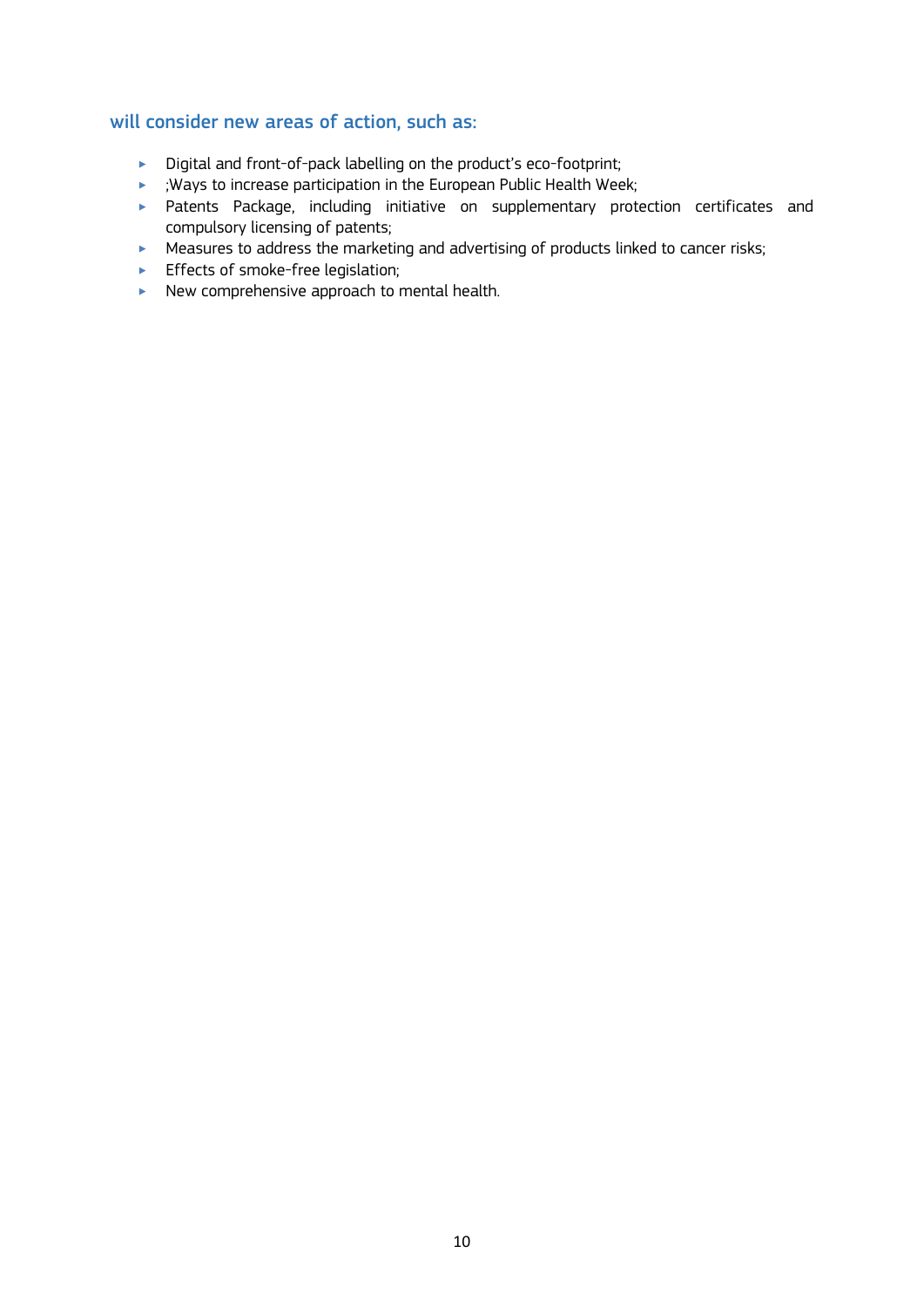### will consider new areas of action, such as:

- Digital and front-of-pack labelling on the product's eco-footprint;
- ;Ways to increase participation in the European Public Health Week;
- Patents Package, including initiative on supplementary protection certificates and compulsory licensing of patents;
- Measures to address the marketing and advertising of products linked to cancer risks;
- Effects of smoke-free legislation;
- New comprehensive approach to mental health.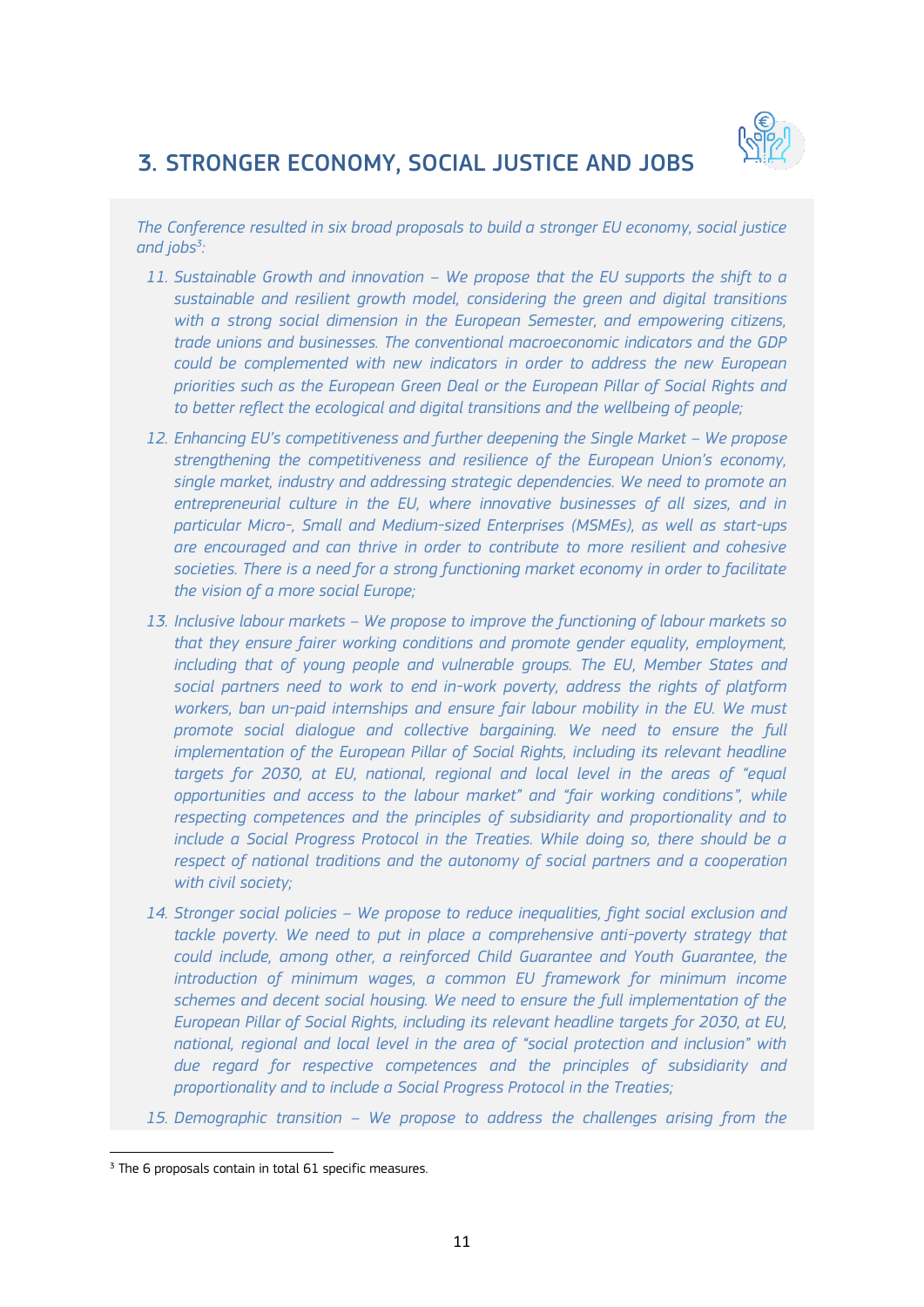## 3. STRONGER ECONOMY, SOCIAL JUSTICE AND JOBS

*The Conference resulted in six broad proposals to build a stronger EU economy, social justice and jobs[3]:*

11. *Sustainable Growth and innovation – We propose that the EU supports the shift to a sustainable and resilient growth model, considering the green and digital transitions with a strong social dimension in the European Semester, and empowering citizens, trade unions and businesses. The conventional macroeconomic indicators and the GDP could be complemented with new indicators in order to address the new European priorities such as the European Green Deal or the European Pillar of Social Rights and to better reflect the ecological and digital transitions and the wellbeing of people;*

12. *Enhancing EU's competitiveness and further deepening the Single Market – We propose strengthening the competitiveness and resilience of the European Union's economy, single market, industry and addressing strategic dependencies. We need to promote an entrepreneurial culture in the EU, where innovative businesses of all sizes, and in particular Micro-, Small and Medium-sized Enterprises (MSMEs), as well as start-ups are encouraged and can thrive in order to contribute to more resilient and cohesive societies. There is a need for a strong functioning market economy in order to facilitate the vision of a more social Europe;*

13. *Inclusive labour markets – We propose to improve the functioning of labour markets so that they ensure fairer working conditions and promote gender equality, employment, including that of young people and vulnerable groups. The EU, Member States and social partners need to work to end in-work poverty, address the rights of platform workers, ban un-paid internships and ensure fair labour mobility in the EU. We must promote social dialogue and collective bargaining. We need to ensure the full implementation of the European Pillar of Social Rights, including its relevant headline targets for 2030, at EU, national, regional and local level in the areas of "equal opportunities and access to the labour market" and "fair working conditions", while respecting competences and the principles of subsidiarity and proportionality and to include a Social Progress Protocol in the Treaties. While doing so, there should be a respect of national traditions and the autonomy of social partners and a cooperation with civil society;*

14. *Stronger social policies – We propose to reduce inequalities, fight social exclusion and tackle poverty. We need to put in place a comprehensive anti-poverty strategy that could include, among other, a reinforced Child Guarantee and Youth Guarantee, the introduction of minimum wages, a common EU framework for minimum income schemes and decent social housing. We need to ensure the full implementation of the European Pillar of Social Rights, including its relevant headline targets for 2030, at EU, national, regional and local level in the area of "social protection and inclusion" with due regard for respective competences and the principles of subsidiarity and proportionality and to include a Social Progress Protocol in the Treaties;*

15. *Demographic transition – We propose to address the challenges arising from the*

[3] The 6 proposals contain in total 61 specific measures.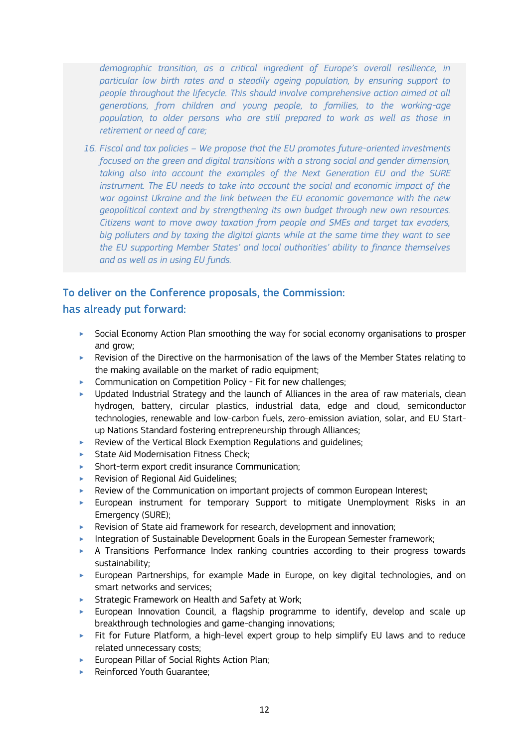*demographic transition, as a critical ingredient of Europe's overall resilience, in particular low birth rates and a steadily ageing population, by ensuring support to people throughout the lifecycle. This should involve comprehensive action aimed at all generations, from children and young people, to families, to the working-age population, to older persons who are still prepared to work as well as those in retirement or need of care;*

16. *Fiscal and tax policies – We propose that the EU promotes future-oriented investments focused on the green and digital transitions with a strong social and gender dimension, taking also into account the examples of the Next Generation EU and the SURE instrument. The EU needs to take into account the social and economic impact of the war against Ukraine and the link between the EU economic governance with the new geopolitical context and by strengthening its own budget through new own resources. Citizens want to move away taxation from people and SMEs and target tax evaders, big polluters and by taxing the digital giants while at the same time they want to see the EU supporting Member States' and local authorities' ability to finance themselves and as well as in using EU funds.*

## To deliver on the Conference proposals, the Commission:

### has already put forward:

- Social Economy Action Plan smoothing the way for social economy organisations to prosper and grow;
- Revision of the Directive on the harmonisation of the laws of the Member States relating to the making available on the market of radio equipment;
- Communication on Competition Policy - Fit for new challenges;
- Updated Industrial Strategy and the launch of Alliances in the area of raw materials, clean hydrogen, battery, circular plastics, industrial data, edge and cloud, semiconductor technologies, renewable and low-carbon fuels, zero-emission aviation, solar, and EU Start-up Nations Standard fostering entrepreneurship through Alliances;
- Review of the Vertical Block Exemption Regulations and guidelines;
- State Aid Modernisation Fitness Check;
- Short-term export credit insurance Communication;
- Revision of Regional Aid Guidelines;
- Review of the Communication on important projects of common European Interest;
- European instrument for temporary Support to mitigate Unemployment Risks in an Emergency (SURE);
- Revision of State aid framework for research, development and innovation;
- Integration of Sustainable Development Goals in the European Semester framework;
- A Transitions Performance Index ranking countries according to their progress towards sustainability;
- European Partnerships, for example Made in Europe, on key digital technologies, and on smart networks and services;
- Strategic Framework on Health and Safety at Work;
- European Innovation Council, a flagship programme to identify, develop and scale up breakthrough technologies and game-changing innovations;
- Fit for Future Platform, a high-level expert group to help simplify EU laws and to reduce related unnecessary costs;
- European Pillar of Social Rights Action Plan;
- Reinforced Youth Guarantee;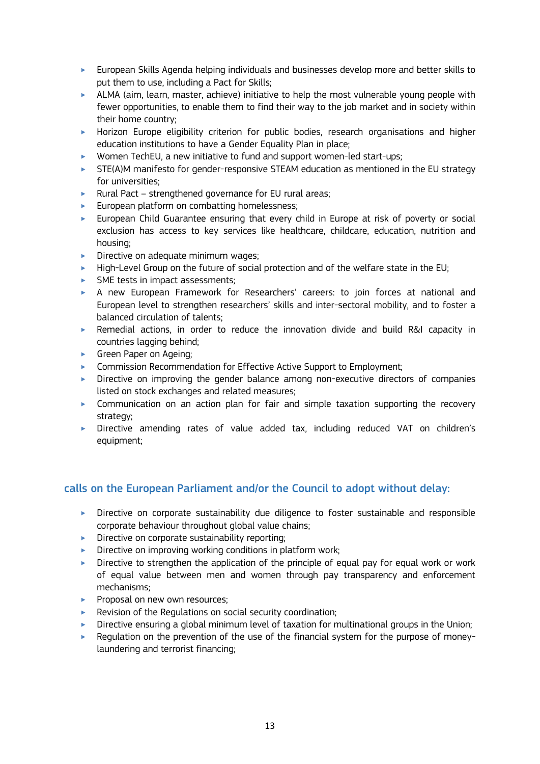- European Skills Agenda helping individuals and businesses develop more and better skills to put them to use, including a Pact for Skills;
- ALMA (aim, learn, master, achieve) initiative to help the most vulnerable young people with fewer opportunities, to enable them to find their way to the job market and in society within their home country;
- Horizon Europe eligibility criterion for public bodies, research organisations and higher education institutions to have a Gender Equality Plan in place;
- Women TechEU, a new initiative to fund and support women-led start-ups;
- STE(A)M manifesto for gender-responsive STEAM education as mentioned in the EU strategy for universities;
- Rural Pact – strengthened governance for EU rural areas;
- European platform on combatting homelessness;
- European Child Guarantee ensuring that every child in Europe at risk of poverty or social exclusion has access to key services like healthcare, childcare, education, nutrition and housing;
- Directive on adequate minimum wages;
- High-Level Group on the future of social protection and of the welfare state in the EU;
- SME tests in impact assessments;
- A new European Framework for Researchers' careers: to join forces at national and European level to strengthen researchers' skills and inter-sectoral mobility, and to foster a balanced circulation of talents;
- Remedial actions, in order to reduce the innovation divide and build R&I capacity in countries lagging behind;
- Green Paper on Ageing;
- Commission Recommendation for Effective Active Support to Employment;
- Directive on improving the gender balance among non-executive directors of companies listed on stock exchanges and related measures;
- Communication on an action plan for fair and simple taxation supporting the recovery strategy;
- Directive amending rates of value added tax, including reduced VAT on children's equipment;

### calls on the European Parliament and/or the Council to adopt without delay:

- Directive on corporate sustainability due diligence to foster sustainable and responsible corporate behaviour throughout global value chains;
- Directive on corporate sustainability reporting;
- Directive on improving working conditions in platform work;
- Directive to strengthen the application of the principle of equal pay for equal work or work of equal value between men and women through pay transparency and enforcement mechanisms;
- Proposal on new own resources;
- Revision of the Regulations on social security coordination;
- Directive ensuring a global minimum level of taxation for multinational groups in the Union;
- Regulation on the prevention of the use of the financial system for the purpose of money-laundering and terrorist financing;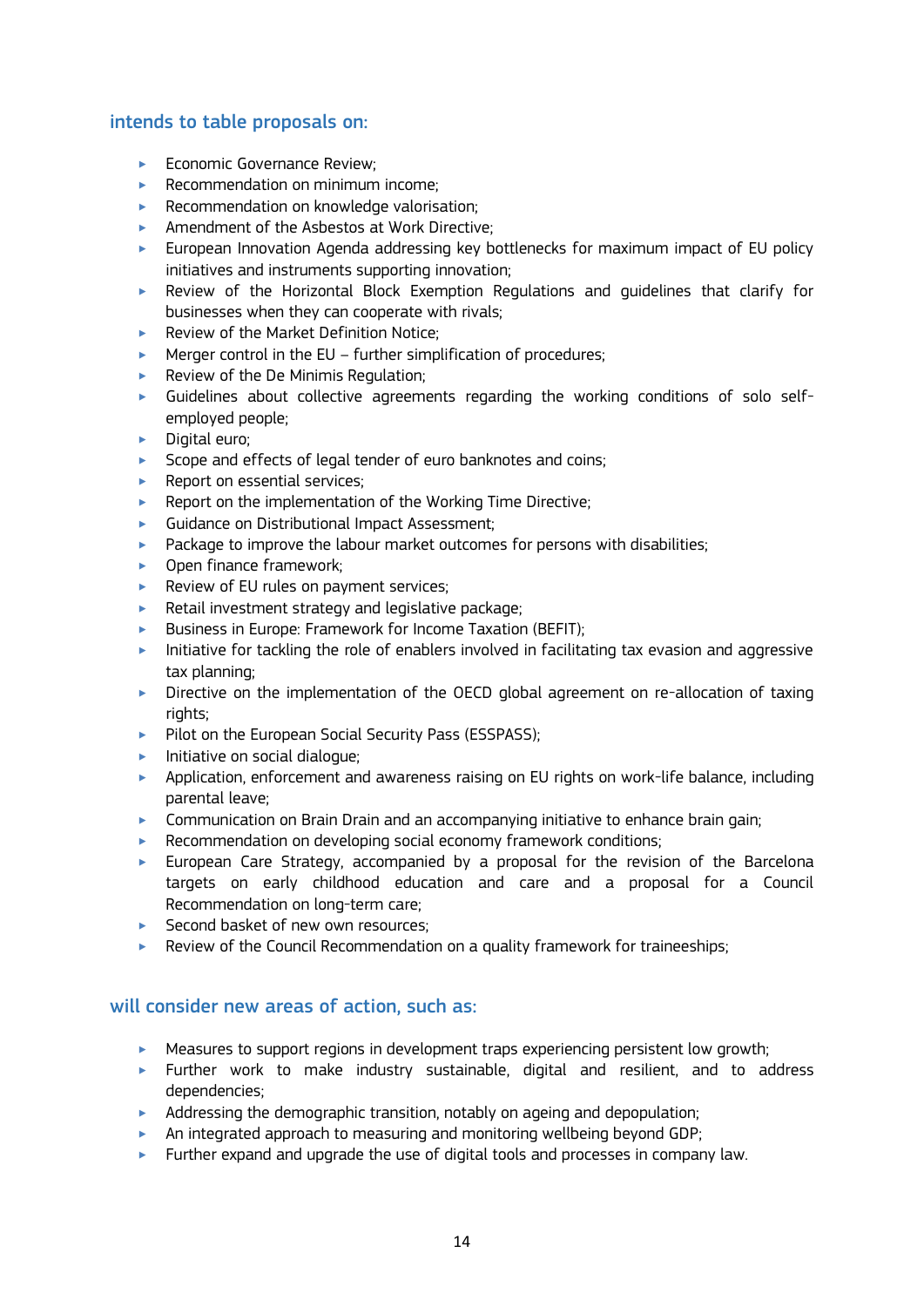## intends to table proposals on:

- Economic Governance Review;
- Recommendation on minimum income;
- Recommendation on knowledge valorisation;
- Amendment of the Asbestos at Work Directive;
- European Innovation Agenda addressing key bottlenecks for maximum impact of EU policy initiatives and instruments supporting innovation;
- Review of the Horizontal Block Exemption Regulations and guidelines that clarify for businesses when they can cooperate with rivals;
- Review of the Market Definition Notice;
- Merger control in the EU – further simplification of procedures;
- Review of the De Minimis Regulation;
- Guidelines about collective agreements regarding the working conditions of solo self-employed people;
- Digital euro;
- Scope and effects of legal tender of euro banknotes and coins;
- Report on essential services;
- Report on the implementation of the Working Time Directive;
- Guidance on Distributional Impact Assessment;
- Package to improve the labour market outcomes for persons with disabilities;
- Open finance framework;
- Review of EU rules on payment services;
- Retail investment strategy and legislative package;
- Business in Europe: Framework for Income Taxation (BEFIT);
- Initiative for tackling the role of enablers involved in facilitating tax evasion and aggressive tax planning;
- Directive on the implementation of the OECD global agreement on re-allocation of taxing rights;
- Pilot on the European Social Security Pass (ESSPASS);
- Initiative on social dialogue;
- Application, enforcement and awareness raising on EU rights on work-life balance, including parental leave;
- Communication on Brain Drain and an accompanying initiative to enhance brain gain;
- Recommendation on developing social economy framework conditions;
- European Care Strategy, accompanied by a proposal for the revision of the Barcelona targets on early childhood education and care and a proposal for a Council Recommendation on long-term care;
- Second basket of new own resources;
- Review of the Council Recommendation on a quality framework for traineeships;

## will consider new areas of action, such as:

- Measures to support regions in development traps experiencing persistent low growth;
- Further work to make industry sustainable, digital and resilient, and to address dependencies;
- Addressing the demographic transition, notably on ageing and depopulation;
- An integrated approach to measuring and monitoring wellbeing beyond GDP;
- Further expand and upgrade the use of digital tools and processes in company law.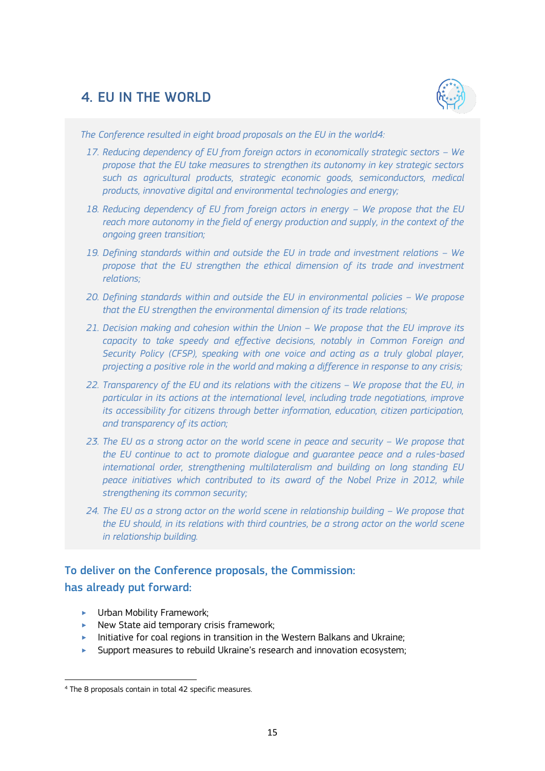## 4. EU IN THE WORLD

*The Conference resulted in eight broad proposals on the EU in the world[4]:*

17. *Reducing dependency of EU from foreign actors in economically strategic sectors – We propose that the EU take measures to strengthen its autonomy in key strategic sectors such as agricultural products, strategic economic goods, semiconductors, medical products, innovative digital and environmental technologies and energy;*
18. *Reducing dependency of EU from foreign actors in energy – We propose that the EU reach more autonomy in the field of energy production and supply, in the context of the ongoing green transition;*
19. *Defining standards within and outside the EU in trade and investment relations – We propose that the EU strengthen the ethical dimension of its trade and investment relations;*
20. *Defining standards within and outside the EU in environmental policies – We propose that the EU strengthen the environmental dimension of its trade relations;*
21. *Decision making and cohesion within the Union – We propose that the EU improve its capacity to take speedy and effective decisions, notably in Common Foreign and Security Policy (CFSP), speaking with one voice and acting as a truly global player, projecting a positive role in the world and making a difference in response to any crisis;*
22. *Transparency of the EU and its relations with the citizens – We propose that the EU, in particular in its actions at the international level, including trade negotiations, improve its accessibility for citizens through better information, education, citizen participation, and transparency of its action;*
23. *The EU as a strong actor on the world scene in peace and security – We propose that the EU continue to act to promote dialogue and guarantee peace and a rules-based international order, strengthening multilateralism and building on long standing EU peace initiatives which contributed to its award of the Nobel Prize in 2012, while strengthening its common security;*
24. *The EU as a strong actor on the world scene in relationship building – We propose that the EU should, in its relations with third countries, be a strong actor on the world scene in relationship building.*

### To deliver on the Conference proposals, the Commission: has already put forward:

- Urban Mobility Framework;
- New State aid temporary crisis framework;
- Initiative for coal regions in transition in the Western Balkans and Ukraine;
- Support measures to rebuild Ukraine's research and innovation ecosystem;

[4] The 8 proposals contain in total 42 specific measures.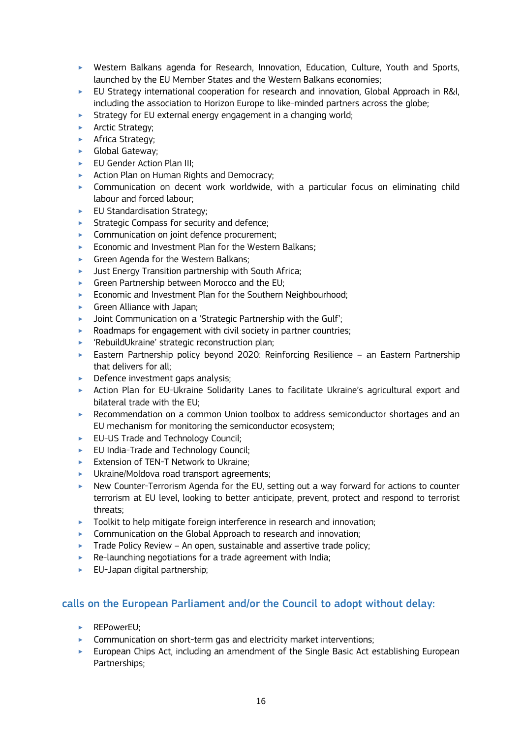- Western Balkans agenda for Research, Innovation, Education, Culture, Youth and Sports, launched by the EU Member States and the Western Balkans economies;
- EU Strategy international cooperation for research and innovation, Global Approach in R&I, including the association to Horizon Europe to like-minded partners across the globe;
- Strategy for EU external energy engagement in a changing world;
- Arctic Strategy;
- Africa Strategy;
- Global Gateway;
- EU Gender Action Plan III;
- Action Plan on Human Rights and Democracy;
- Communication on decent work worldwide, with a particular focus on eliminating child labour and forced labour;
- EU Standardisation Strategy;
- Strategic Compass for security and defence;
- Communication on joint defence procurement;
- Economic and Investment Plan for the Western Balkans;
- Green Agenda for the Western Balkans;
- Just Energy Transition partnership with South Africa;
- Green Partnership between Morocco and the EU;
- Economic and Investment Plan for the Southern Neighbourhood;
- Green Alliance with Japan;
- Joint Communication on a 'Strategic Partnership with the Gulf';
- Roadmaps for engagement with civil society in partner countries;
- 'RebuildUkraine' strategic reconstruction plan;
- Eastern Partnership policy beyond 2020: Reinforcing Resilience – an Eastern Partnership that delivers for all;
- Defence investment gaps analysis;
- Action Plan for EU-Ukraine Solidarity Lanes to facilitate Ukraine's agricultural export and bilateral trade with the EU;
- Recommendation on a common Union toolbox to address semiconductor shortages and an EU mechanism for monitoring the semiconductor ecosystem;
- EU-US Trade and Technology Council;
- EU India-Trade and Technology Council;
- Extension of TEN-T Network to Ukraine;
- Ukraine/Moldova road transport agreements;
- New Counter-Terrorism Agenda for the EU, setting out a way forward for actions to counter terrorism at EU level, looking to better anticipate, prevent, protect and respond to terrorist threats;
- Toolkit to help mitigate foreign interference in research and innovation;
- Communication on the Global Approach to research and innovation;
- Trade Policy Review – An open, sustainable and assertive trade policy;
- Re-launching negotiations for a trade agreement with India;
- EU-Japan digital partnership;

## calls on the European Parliament and/or the Council to adopt without delay:

- REPowerEU;
- Communication on short-term gas and electricity market interventions;
- European Chips Act, including an amendment of the Single Basic Act establishing European Partnerships;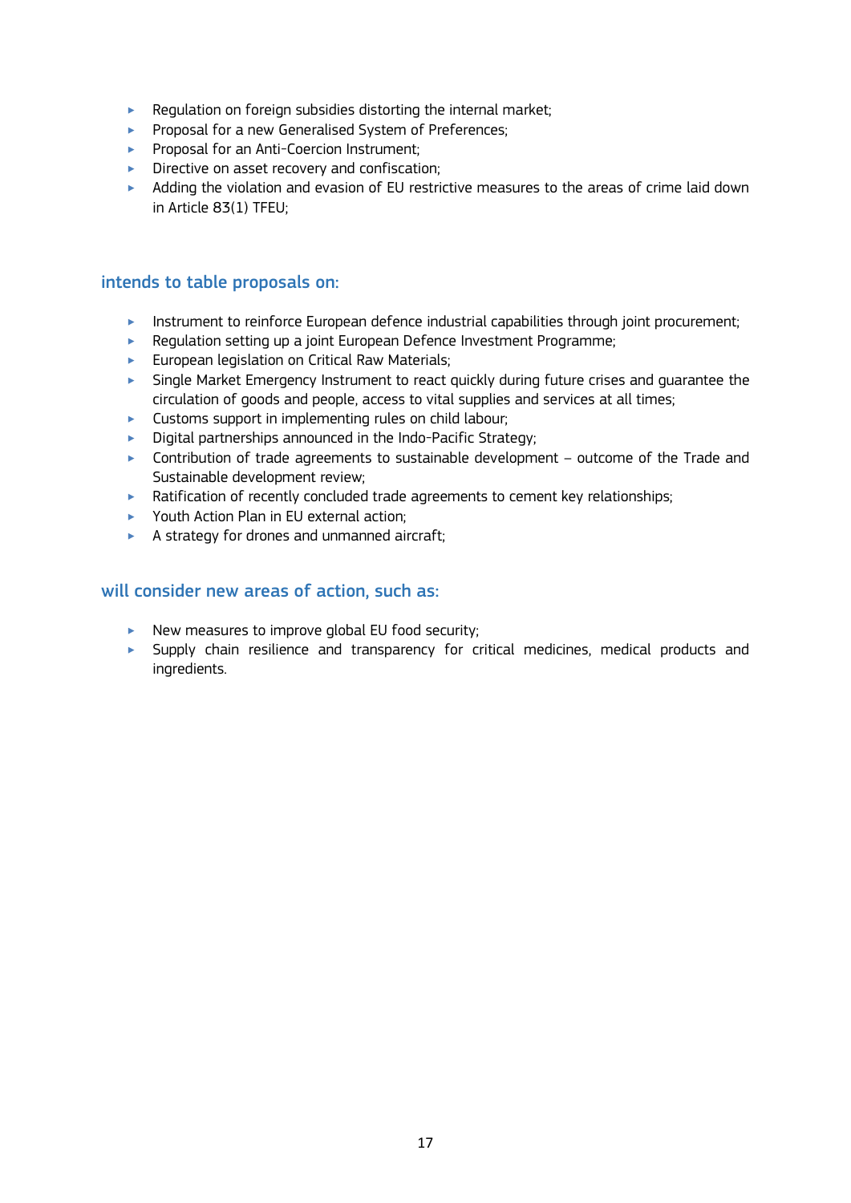- Regulation on foreign subsidies distorting the internal market;
- Proposal for a new Generalised System of Preferences;
- Proposal for an Anti-Coercion Instrument;
- Directive on asset recovery and confiscation;
- Adding the violation and evasion of EU restrictive measures to the areas of crime laid down in Article 83(1) TFEU;

### intends to table proposals on:

- Instrument to reinforce European defence industrial capabilities through joint procurement;
- Regulation setting up a joint European Defence Investment Programme;
- European legislation on Critical Raw Materials;
- Single Market Emergency Instrument to react quickly during future crises and guarantee the circulation of goods and people, access to vital supplies and services at all times;
- Customs support in implementing rules on child labour;
- Digital partnerships announced in the Indo-Pacific Strategy;
- Contribution of trade agreements to sustainable development – outcome of the Trade and Sustainable development review;
- Ratification of recently concluded trade agreements to cement key relationships;
- Youth Action Plan in EU external action;
- A strategy for drones and unmanned aircraft;

### will consider new areas of action, such as:

- New measures to improve global EU food security;
- Supply chain resilience and transparency for critical medicines, medical products and ingredients.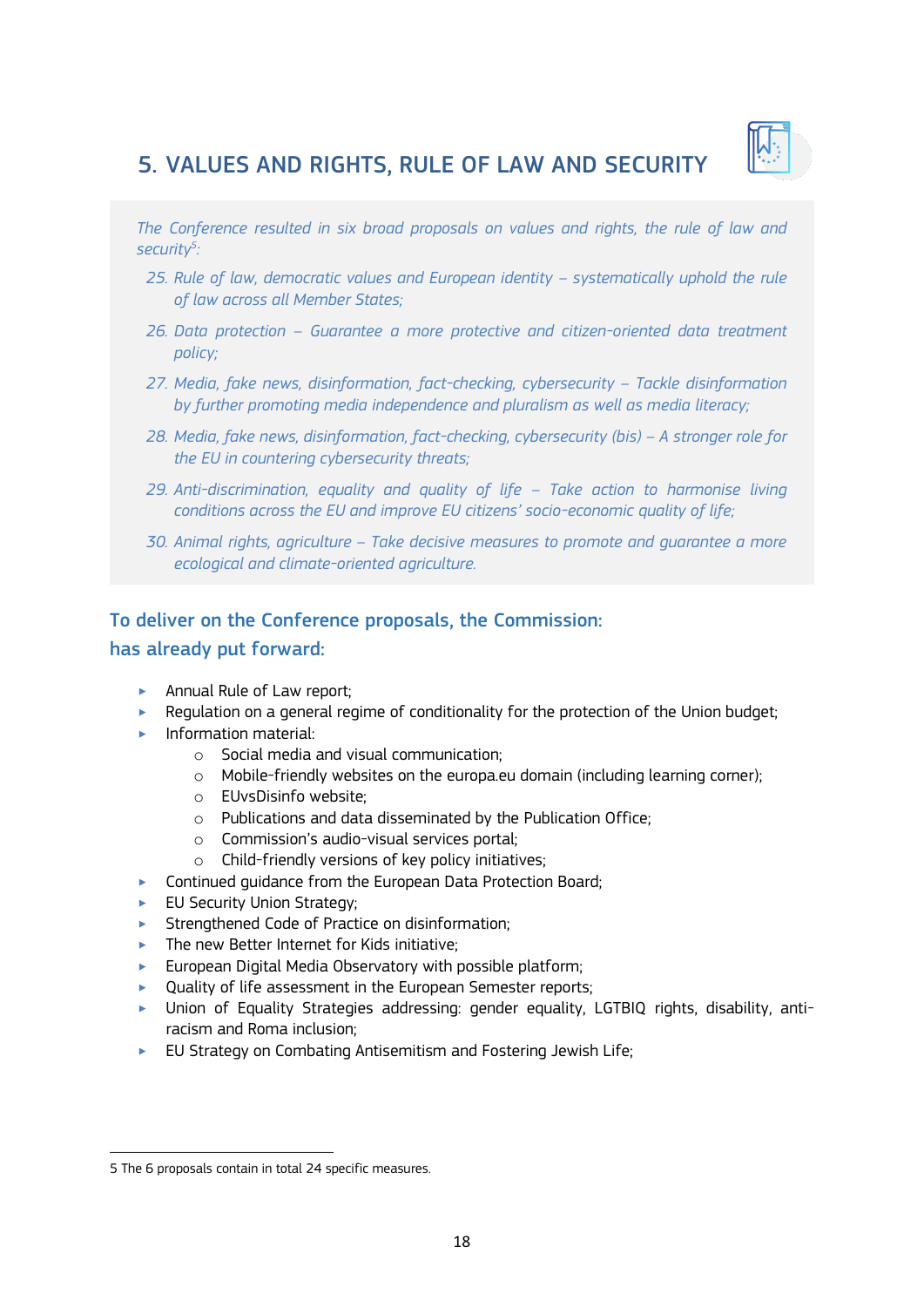# 5. VALUES AND RIGHTS, RULE OF LAW AND SECURITY

*The Conference resulted in six broad proposals on values and rights, the rule of law and security*[5]*:*

*25. Rule of law, democratic values and European identity – systematically uphold the rule of law across all Member States;*

*26. Data protection – Guarantee a more protective and citizen-oriented data treatment policy;*

*27. Media, fake news, disinformation, fact-checking, cybersecurity – Tackle disinformation by further promoting media independence and pluralism as well as media literacy;*

*28. Media, fake news, disinformation, fact-checking, cybersecurity (bis) – A stronger role for the EU in countering cybersecurity threats;*

*29. Anti-discrimination, equality and quality of life – Take action to harmonise living conditions across the EU and improve EU citizens' socio-economic quality of life;*

*30. Animal rights, agriculture – Take decisive measures to promote and guarantee a more ecological and climate-oriented agriculture.*

## To deliver on the Conference proposals, the Commission: has already put forward:

- Annual Rule of Law report;
- Regulation on a general regime of conditionality for the protection of the Union budget;
- Information material:
  - Social media and visual communication;
  - Mobile-friendly websites on the europa.eu domain (including learning corner);
  - EUvsDisinfo website;
  - Publications and data disseminated by the Publication Office;
  - Commission's audio-visual services portal;
  - Child-friendly versions of key policy initiatives;
- Continued guidance from the European Data Protection Board;
- EU Security Union Strategy;
- Strengthened Code of Practice on disinformation;
- The new Better Internet for Kids initiative;
- European Digital Media Observatory with possible platform;
- Quality of life assessment in the European Semester reports;
- Union of Equality Strategies addressing: gender equality, LGTBIQ rights, disability, anti-racism and Roma inclusion;
- EU Strategy on Combating Antisemitism and Fostering Jewish Life;

5 The 6 proposals contain in total 24 specific measures.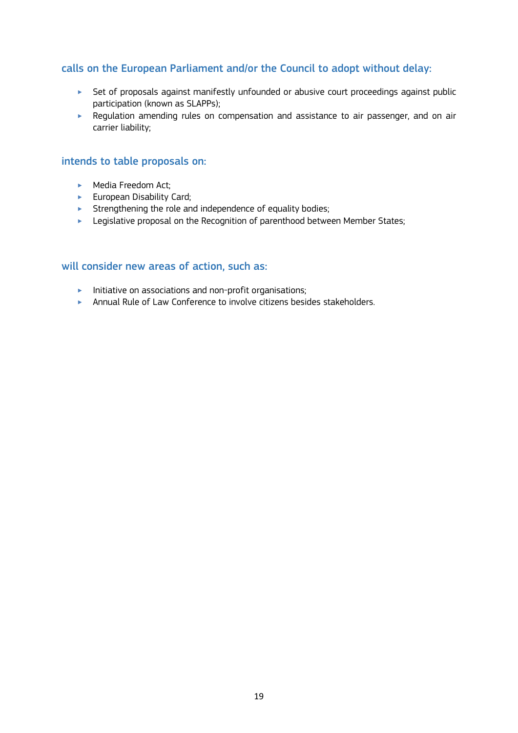### calls on the European Parliament and/or the Council to adopt without delay:

- Set of proposals against manifestly unfounded or abusive court proceedings against public participation (known as SLAPPs);
- Regulation amending rules on compensation and assistance to air passenger, and on air carrier liability;

### intends to table proposals on:

- Media Freedom Act;
- European Disability Card;
- Strengthening the role and independence of equality bodies;
- Legislative proposal on the Recognition of parenthood between Member States;

### will consider new areas of action, such as:

- Initiative on associations and non-profit organisations;
- Annual Rule of Law Conference to involve citizens besides stakeholders.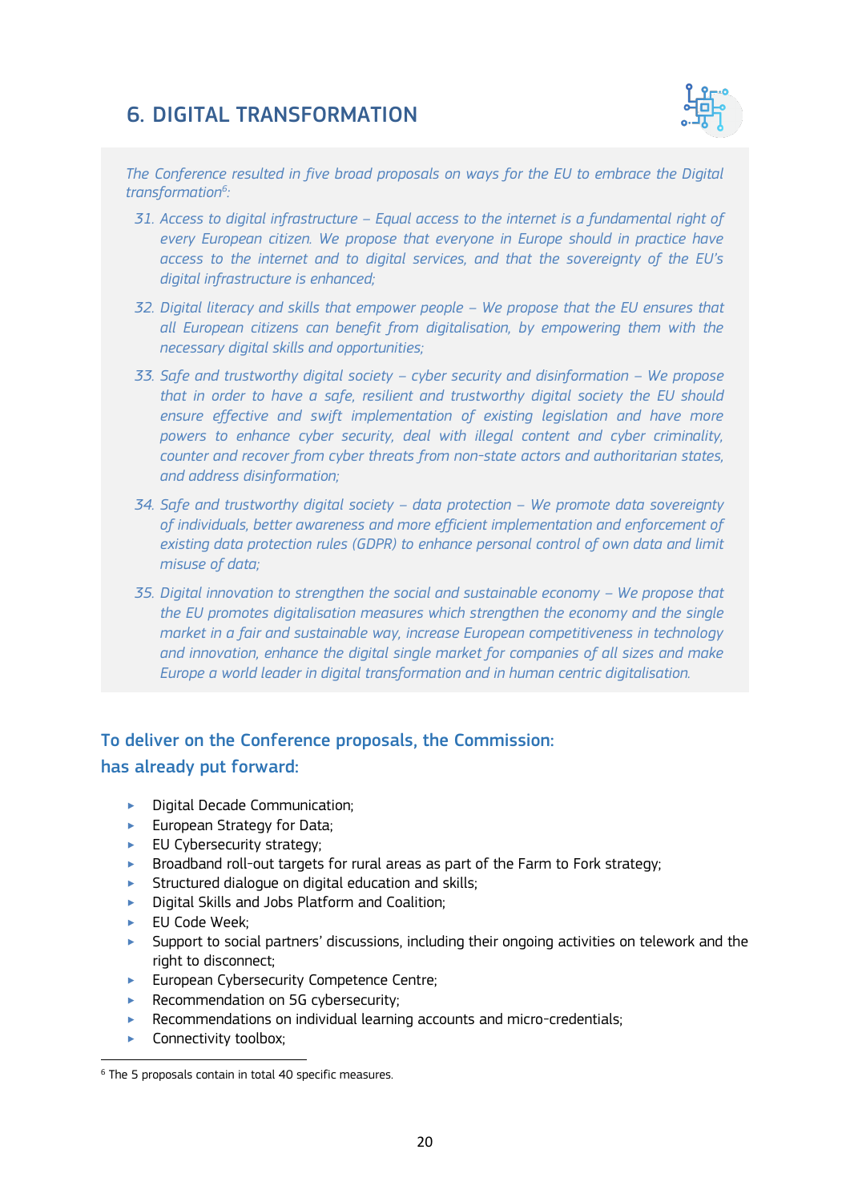# 6. DIGITAL TRANSFORMATION

*The Conference resulted in five broad proposals on ways for the EU to embrace the Digital transformation[6]:*

31. *Access to digital infrastructure – Equal access to the internet is a fundamental right of every European citizen. We propose that everyone in Europe should in practice have access to the internet and to digital services, and that the sovereignty of the EU's digital infrastructure is enhanced;*
32. *Digital literacy and skills that empower people – We propose that the EU ensures that all European citizens can benefit from digitalisation, by empowering them with the necessary digital skills and opportunities;*
33. *Safe and trustworthy digital society – cyber security and disinformation – We propose that in order to have a safe, resilient and trustworthy digital society the EU should ensure effective and swift implementation of existing legislation and have more powers to enhance cyber security, deal with illegal content and cyber criminality, counter and recover from cyber threats from non-state actors and authoritarian states, and address disinformation;*
34. *Safe and trustworthy digital society – data protection – We promote data sovereignty of individuals, better awareness and more efficient implementation and enforcement of existing data protection rules (GDPR) to enhance personal control of own data and limit misuse of data;*
35. *Digital innovation to strengthen the social and sustainable economy – We propose that the EU promotes digitalisation measures which strengthen the economy and the single market in a fair and sustainable way, increase European competitiveness in technology and innovation, enhance the digital single market for companies of all sizes and make Europe a world leader in digital transformation and in human centric digitalisation.*

### To deliver on the Conference proposals, the Commission:
### has already put forward:

- Digital Decade Communication;
- European Strategy for Data;
- EU Cybersecurity strategy;
- Broadband roll-out targets for rural areas as part of the Farm to Fork strategy;
- Structured dialogue on digital education and skills;
- Digital Skills and Jobs Platform and Coalition;
- EU Code Week;
- Support to social partners' discussions, including their ongoing activities on telework and the right to disconnect;
- European Cybersecurity Competence Centre;
- Recommendation on 5G cybersecurity;
- Recommendations on individual learning accounts and micro-credentials;
- Connectivity toolbox;

[6] The 5 proposals contain in total 40 specific measures.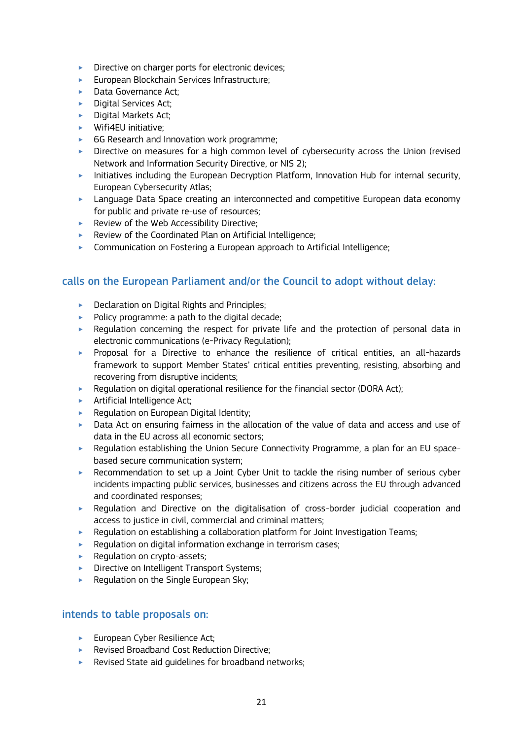- Directive on charger ports for electronic devices;
- European Blockchain Services Infrastructure;
- Data Governance Act;
- Digital Services Act;
- Digital Markets Act;
- Wifi4EU initiative;
- 6G Research and Innovation work programme;
- Directive on measures for a high common level of cybersecurity across the Union (revised Network and Information Security Directive, or NIS 2);
- Initiatives including the European Decryption Platform, Innovation Hub for internal security, European Cybersecurity Atlas;
- Language Data Space creating an interconnected and competitive European data economy for public and private re-use of resources;
- Review of the Web Accessibility Directive;
- Review of the Coordinated Plan on Artificial Intelligence;
- Communication on Fostering a European approach to Artificial Intelligence;

## calls on the European Parliament and/or the Council to adopt without delay:

- Declaration on Digital Rights and Principles;
- Policy programme: a path to the digital decade;
- Regulation concerning the respect for private life and the protection of personal data in electronic communications (e-Privacy Regulation);
- Proposal for a Directive to enhance the resilience of critical entities, an all-hazards framework to support Member States' critical entities preventing, resisting, absorbing and recovering from disruptive incidents;
- Regulation on digital operational resilience for the financial sector (DORA Act);
- Artificial Intelligence Act;
- Regulation on European Digital Identity;
- Data Act on ensuring fairness in the allocation of the value of data and access and use of data in the EU across all economic sectors;
- Regulation establishing the Union Secure Connectivity Programme, a plan for an EU space-based secure communication system;
- Recommendation to set up a Joint Cyber Unit to tackle the rising number of serious cyber incidents impacting public services, businesses and citizens across the EU through advanced and coordinated responses;
- Regulation and Directive on the digitalisation of cross-border judicial cooperation and access to justice in civil, commercial and criminal matters;
- Regulation on establishing a collaboration platform for Joint Investigation Teams;
- Regulation on digital information exchange in terrorism cases;
- Regulation on crypto-assets;
- Directive on Intelligent Transport Systems;
- Regulation on the Single European Sky;

## intends to table proposals on:

- European Cyber Resilience Act;
- Revised Broadband Cost Reduction Directive;
- Revised State aid guidelines for broadband networks;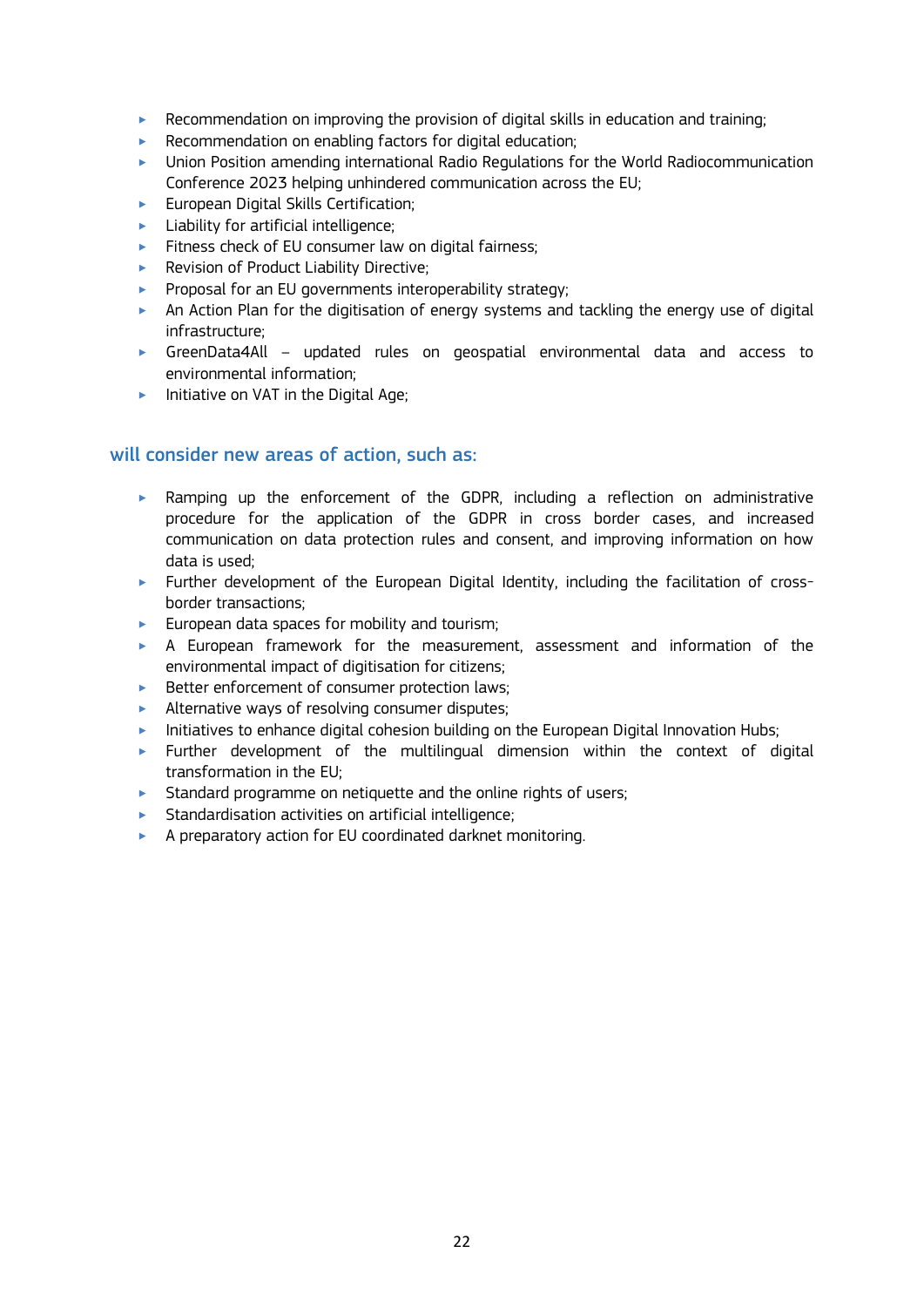- Recommendation on improving the provision of digital skills in education and training;
- Recommendation on enabling factors for digital education;
- Union Position amending international Radio Regulations for the World Radiocommunication Conference 2023 helping unhindered communication across the EU;
- European Digital Skills Certification;
- Liability for artificial intelligence;
- Fitness check of EU consumer law on digital fairness;
- Revision of Product Liability Directive;
- Proposal for an EU governments interoperability strategy;
- An Action Plan for the digitisation of energy systems and tackling the energy use of digital infrastructure;
- GreenData4All – updated rules on geospatial environmental data and access to environmental information;
- Initiative on VAT in the Digital Age;

### will consider new areas of action, such as:

- Ramping up the enforcement of the GDPR, including a reflection on administrative procedure for the application of the GDPR in cross border cases, and increased communication on data protection rules and consent, and improving information on how data is used;
- Further development of the European Digital Identity, including the facilitation of cross-border transactions;
- European data spaces for mobility and tourism;
- A European framework for the measurement, assessment and information of the environmental impact of digitisation for citizens;
- Better enforcement of consumer protection laws;
- Alternative ways of resolving consumer disputes;
- Initiatives to enhance digital cohesion building on the European Digital Innovation Hubs;
- Further development of the multilingual dimension within the context of digital transformation in the EU;
- Standard programme on netiquette and the online rights of users;
- Standardisation activities on artificial intelligence;
- A preparatory action for EU coordinated darknet monitoring.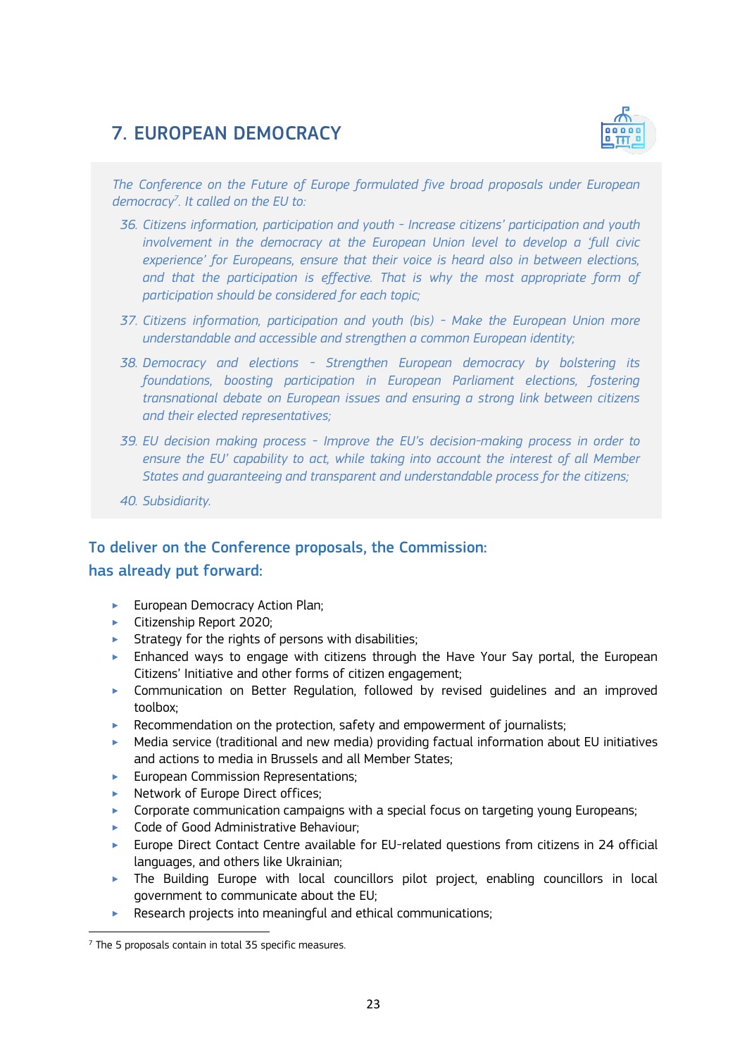## 7. EUROPEAN DEMOCRACY

*The Conference on the Future of Europe formulated five broad proposals under European democracy[7]. It called on the EU to:*

*36. Citizens information, participation and youth - Increase citizens' participation and youth involvement in the democracy at the European Union level to develop a 'full civic experience' for Europeans, ensure that their voice is heard also in between elections, and that the participation is effective. That is why the most appropriate form of participation should be considered for each topic;*

*37. Citizens information, participation and youth (bis) - Make the European Union more understandable and accessible and strengthen a common European identity;*

*38. Democracy and elections - Strengthen European democracy by bolstering its foundations, boosting participation in European Parliament elections, fostering transnational debate on European issues and ensuring a strong link between citizens and their elected representatives;*

*39. EU decision making process - Improve the EU's decision-making process in order to ensure the EU' capability to act, while taking into account the interest of all Member States and guaranteeing and transparent and understandable process for the citizens;*

*40. Subsidiarity.*

### To deliver on the Conference proposals, the Commission: has already put forward:

- European Democracy Action Plan;
- Citizenship Report 2020;
- Strategy for the rights of persons with disabilities;
- Enhanced ways to engage with citizens through the Have Your Say portal, the European Citizens' Initiative and other forms of citizen engagement;
- Communication on Better Regulation, followed by revised guidelines and an improved toolbox;
- Recommendation on the protection, safety and empowerment of journalists;
- Media service (traditional and new media) providing factual information about EU initiatives and actions to media in Brussels and all Member States;
- European Commission Representations;
- Network of Europe Direct offices;
- Corporate communication campaigns with a special focus on targeting young Europeans;
- Code of Good Administrative Behaviour;
- Europe Direct Contact Centre available for EU-related questions from citizens in 24 official languages, and others like Ukrainian;
- The Building Europe with local councillors pilot project, enabling councillors in local government to communicate about the EU;
- Research projects into meaningful and ethical communications;

[7] The 5 proposals contain in total 35 specific measures.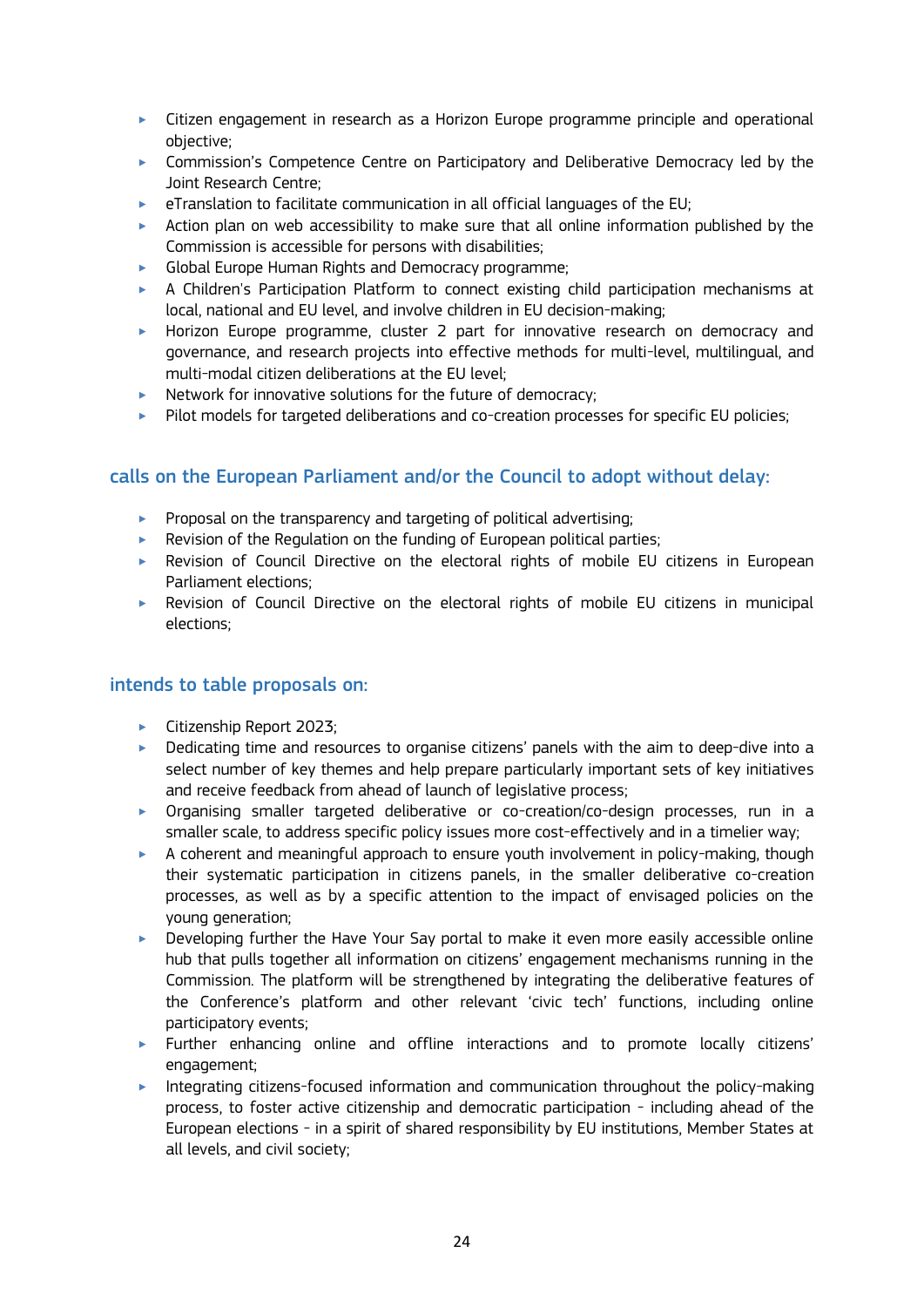- Citizen engagement in research as a Horizon Europe programme principle and operational objective;
- Commission's Competence Centre on Participatory and Deliberative Democracy led by the Joint Research Centre;
- eTranslation to facilitate communication in all official languages of the EU;
- Action plan on web accessibility to make sure that all online information published by the Commission is accessible for persons with disabilities;
- Global Europe Human Rights and Democracy programme;
- A Children's Participation Platform to connect existing child participation mechanisms at local, national and EU level, and involve children in EU decision-making;
- Horizon Europe programme, cluster 2 part for innovative research on democracy and governance, and research projects into effective methods for multi-level, multilingual, and multi-modal citizen deliberations at the EU level;
- Network for innovative solutions for the future of democracy;
- Pilot models for targeted deliberations and co-creation processes for specific EU policies;

### calls on the European Parliament and/or the Council to adopt without delay:

- Proposal on the transparency and targeting of political advertising;
- Revision of the Regulation on the funding of European political parties;
- Revision of Council Directive on the electoral rights of mobile EU citizens in European Parliament elections;
- Revision of Council Directive on the electoral rights of mobile EU citizens in municipal elections;

### intends to table proposals on:

- Citizenship Report 2023;
- Dedicating time and resources to organise citizens' panels with the aim to deep-dive into a select number of key themes and help prepare particularly important sets of key initiatives and receive feedback from ahead of launch of legislative process;
- Organising smaller targeted deliberative or co-creation/co-design processes, run in a smaller scale, to address specific policy issues more cost-effectively and in a timelier way;
- A coherent and meaningful approach to ensure youth involvement in policy-making, though their systematic participation in citizens panels, in the smaller deliberative co-creation processes, as well as by a specific attention to the impact of envisaged policies on the young generation;
- Developing further the Have Your Say portal to make it even more easily accessible online hub that pulls together all information on citizens' engagement mechanisms running in the Commission. The platform will be strengthened by integrating the deliberative features of the Conference's platform and other relevant 'civic tech' functions, including online participatory events;
- Further enhancing online and offline interactions and to promote locally citizens' engagement;
- Integrating citizens-focused information and communication throughout the policy-making process, to foster active citizenship and democratic participation - including ahead of the European elections - in a spirit of shared responsibility by EU institutions, Member States at all levels, and civil society;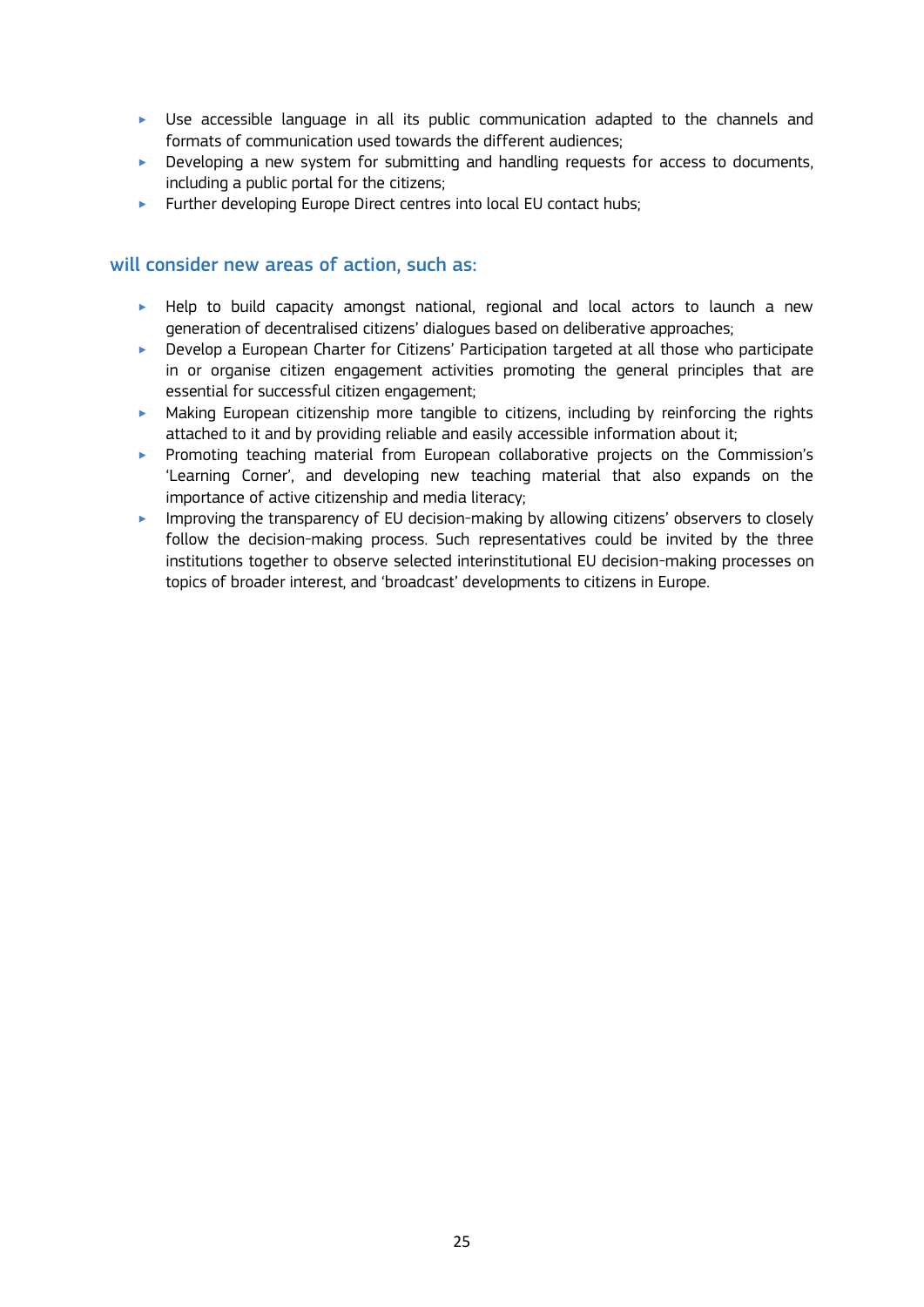- Use accessible language in all its public communication adapted to the channels and formats of communication used towards the different audiences;
- Developing a new system for submitting and handling requests for access to documents, including a public portal for the citizens;
- Further developing Europe Direct centres into local EU contact hubs;

### will consider new areas of action, such as:

- Help to build capacity amongst national, regional and local actors to launch a new generation of decentralised citizens' dialogues based on deliberative approaches;
- Develop a European Charter for Citizens' Participation targeted at all those who participate in or organise citizen engagement activities promoting the general principles that are essential for successful citizen engagement;
- Making European citizenship more tangible to citizens, including by reinforcing the rights attached to it and by providing reliable and easily accessible information about it;
- Promoting teaching material from European collaborative projects on the Commission's 'Learning Corner', and developing new teaching material that also expands on the importance of active citizenship and media literacy;
- Improving the transparency of EU decision-making by allowing citizens' observers to closely follow the decision-making process. Such representatives could be invited by the three institutions together to observe selected interinstitutional EU decision-making processes on topics of broader interest, and 'broadcast' developments to citizens in Europe.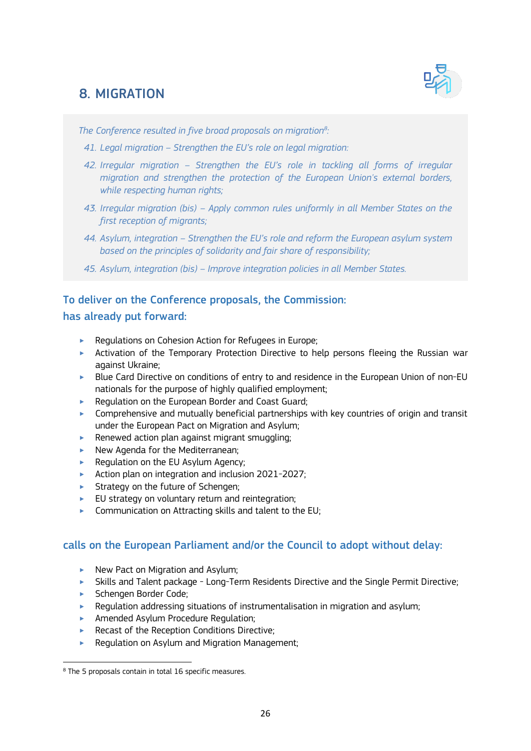# 8. MIGRATION

*The Conference resulted in five broad proposals on migration[8]:*

*41. Legal migration – Strengthen the EU's role on legal migration:*

*42. Irregular migration – Strengthen the EU's role in tackling all forms of irregular migration and strengthen the protection of the European Union's external borders, while respecting human rights;*

*43. Irregular migration (bis) – Apply common rules uniformly in all Member States on the first reception of migrants;*

*44. Asylum, integration – Strengthen the EU's role and reform the European asylum system based on the principles of solidarity and fair share of responsibility;*

*45. Asylum, integration (bis) – Improve integration policies in all Member States.*

## To deliver on the Conference proposals, the Commission: has already put forward:

- Regulations on Cohesion Action for Refugees in Europe;
- Activation of the Temporary Protection Directive to help persons fleeing the Russian war against Ukraine;
- Blue Card Directive on conditions of entry to and residence in the European Union of non-EU nationals for the purpose of highly qualified employment;
- Regulation on the European Border and Coast Guard;
- Comprehensive and mutually beneficial partnerships with key countries of origin and transit under the European Pact on Migration and Asylum;
- Renewed action plan against migrant smuggling;
- New Agenda for the Mediterranean;
- Regulation on the EU Asylum Agency;
- Action plan on integration and inclusion 2021-2027;
- Strategy on the future of Schengen;
- EU strategy on voluntary return and reintegration;
- Communication on Attracting skills and talent to the EU;

## calls on the European Parliament and/or the Council to adopt without delay:

- New Pact on Migration and Asylum;
- Skills and Talent package - Long-Term Residents Directive and the Single Permit Directive;
- Schengen Border Code;
- Regulation addressing situations of instrumentalisation in migration and asylum;
- Amended Asylum Procedure Regulation;
- Recast of the Reception Conditions Directive;
- Regulation on Asylum and Migration Management;

[8] The 5 proposals contain in total 16 specific measures.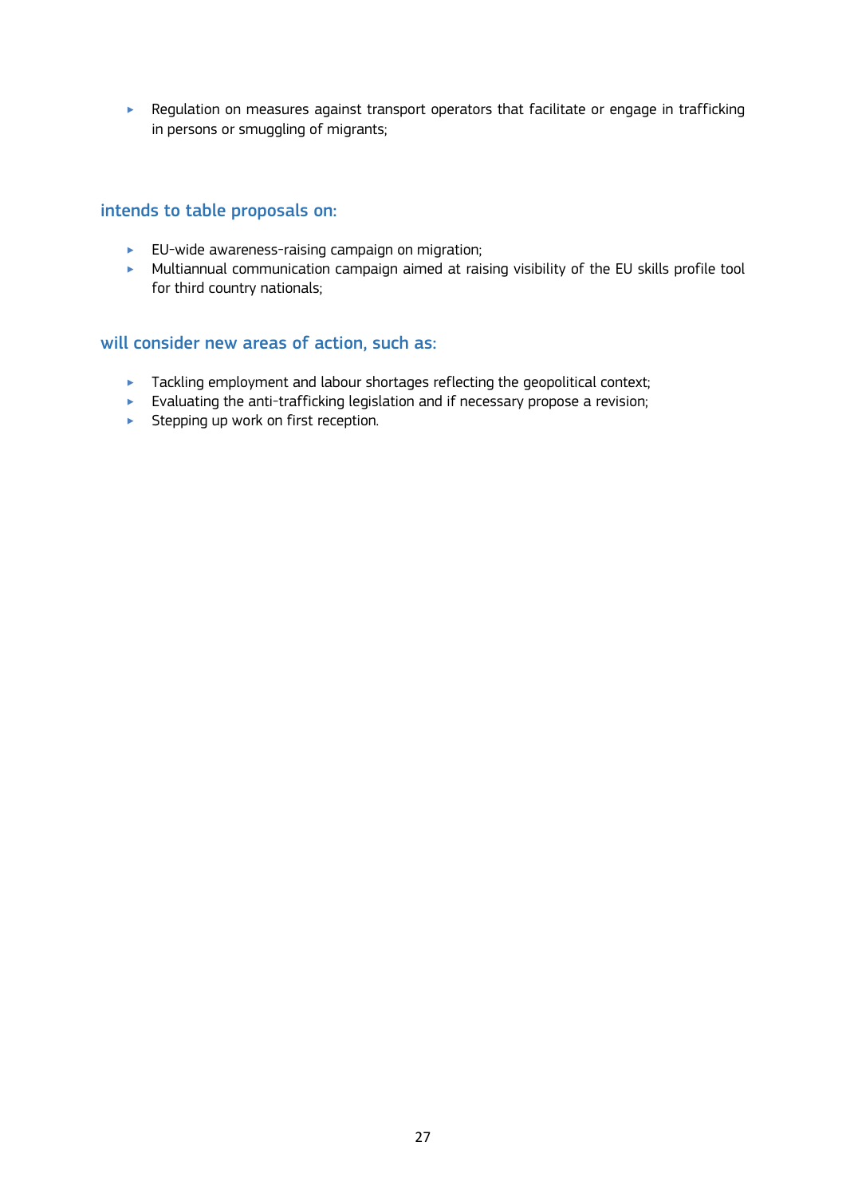- Regulation on measures against transport operators that facilitate or engage in trafficking in persons or smuggling of migrants;

### intends to table proposals on:

- EU-wide awareness-raising campaign on migration;
- Multiannual communication campaign aimed at raising visibility of the EU skills profile tool for third country nationals;

### will consider new areas of action, such as:

- Tackling employment and labour shortages reflecting the geopolitical context;
- Evaluating the anti-trafficking legislation and if necessary propose a revision;
- Stepping up work on first reception.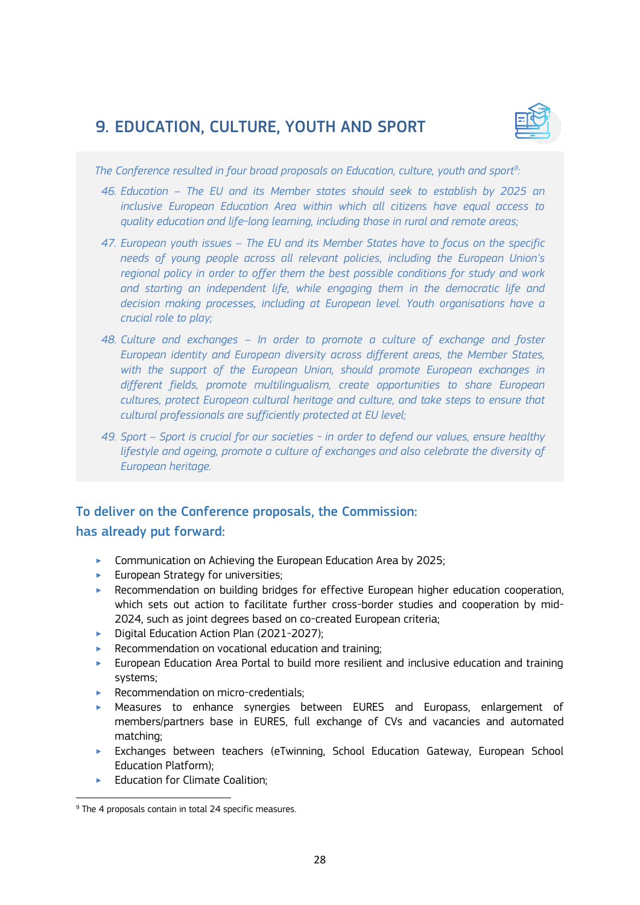## 9. EDUCATION, CULTURE, YOUTH AND SPORT

*The Conference resulted in four broad proposals on Education, culture, youth and sport[9]:*

46. *Education – The EU and its Member states should seek to establish by 2025 an inclusive European Education Area within which all citizens have equal access to quality education and life-long learning, including those in rural and remote areas;*
47. *European youth issues – The EU and its Member States have to focus on the specific needs of young people across all relevant policies, including the European Union's regional policy in order to offer them the best possible conditions for study and work and starting an independent life, while engaging them in the democratic life and decision making processes, including at European level. Youth organisations have a crucial role to play;*
48. *Culture and exchanges – In order to promote a culture of exchange and foster European identity and European diversity across different areas, the Member States, with the support of the European Union, should promote European exchanges in different fields, promote multilingualism, create opportunities to share European cultures, protect European cultural heritage and culture, and take steps to ensure that cultural professionals are sufficiently protected at EU level;*
49. *Sport – Sport is crucial for our societies - in order to defend our values, ensure healthy lifestyle and ageing, promote a culture of exchanges and also celebrate the diversity of European heritage.*

### To deliver on the Conference proposals, the Commission:
### has already put forward:

- Communication on Achieving the European Education Area by 2025;
- European Strategy for universities;
- Recommendation on building bridges for effective European higher education cooperation, which sets out action to facilitate further cross-border studies and cooperation by mid-2024, such as joint degrees based on co-created European criteria;
- Digital Education Action Plan (2021-2027);
- Recommendation on vocational education and training;
- European Education Area Portal to build more resilient and inclusive education and training systems;
- Recommendation on micro-credentials;
- Measures to enhance synergies between EURES and Europass, enlargement of members/partners base in EURES, full exchange of CVs and vacancies and automated matching;
- Exchanges between teachers (eTwinning, School Education Gateway, European School Education Platform);
- Education for Climate Coalition;

[9] The 4 proposals contain in total 24 specific measures.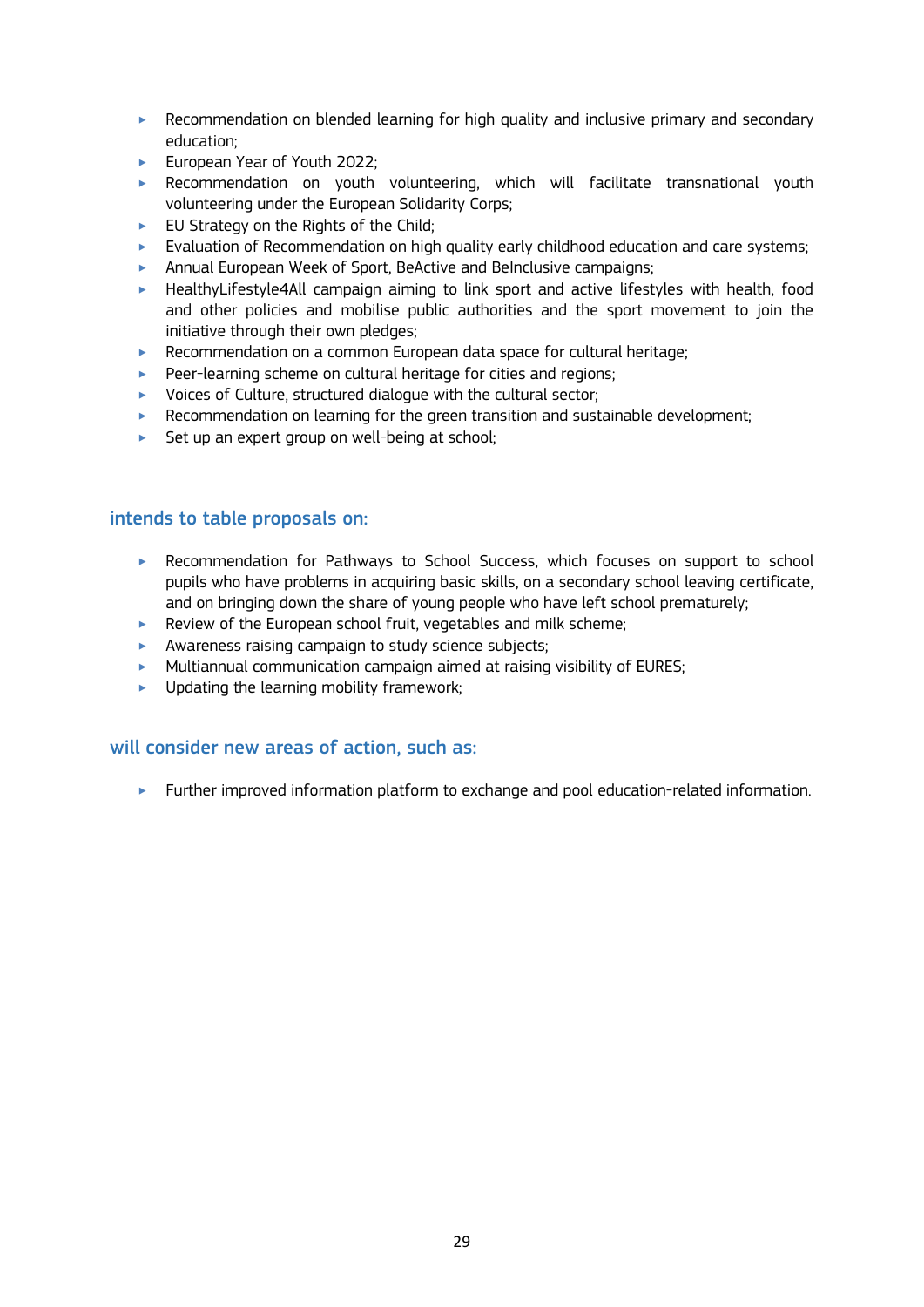- Recommendation on blended learning for high quality and inclusive primary and secondary education;
- European Year of Youth 2022;
- Recommendation on youth volunteering, which will facilitate transnational youth volunteering under the European Solidarity Corps;
- EU Strategy on the Rights of the Child;
- Evaluation of Recommendation on high quality early childhood education and care systems;
- Annual European Week of Sport, BeActive and BeInclusive campaigns;
- HealthyLifestyle4All campaign aiming to link sport and active lifestyles with health, food and other policies and mobilise public authorities and the sport movement to join the initiative through their own pledges;
- Recommendation on a common European data space for cultural heritage;
- Peer-learning scheme on cultural heritage for cities and regions;
- Voices of Culture, structured dialogue with the cultural sector;
- Recommendation on learning for the green transition and sustainable development;
- Set up an expert group on well-being at school;

### intends to table proposals on:

- Recommendation for Pathways to School Success, which focuses on support to school pupils who have problems in acquiring basic skills, on a secondary school leaving certificate, and on bringing down the share of young people who have left school prematurely;
- Review of the European school fruit, vegetables and milk scheme;
- Awareness raising campaign to study science subjects;
- Multiannual communication campaign aimed at raising visibility of EURES;
- Updating the learning mobility framework;

### will consider new areas of action, such as:

- Further improved information platform to exchange and pool education-related information.